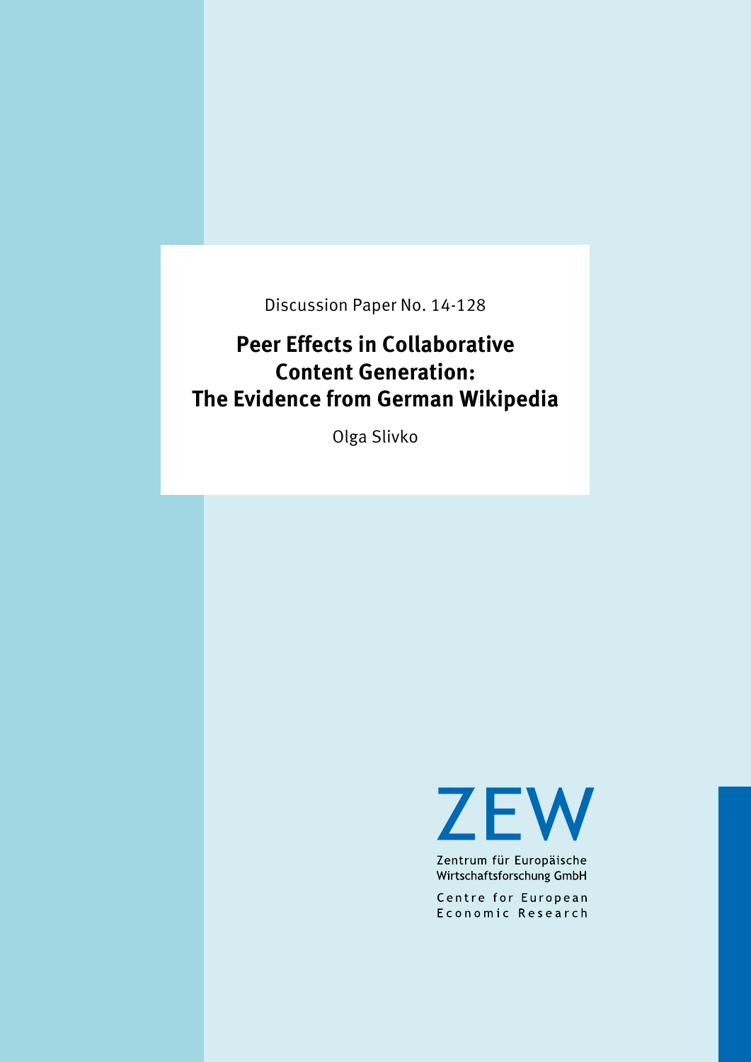Discussion Paper No. 14-128

# Peer Effects in Collaborative Content Generation: The Evidence from German Wikipedia

Olga Slivko

ZEW

Zentrum für Europäische Wirtschaftsforschung GmbH

Centre for European Economic Research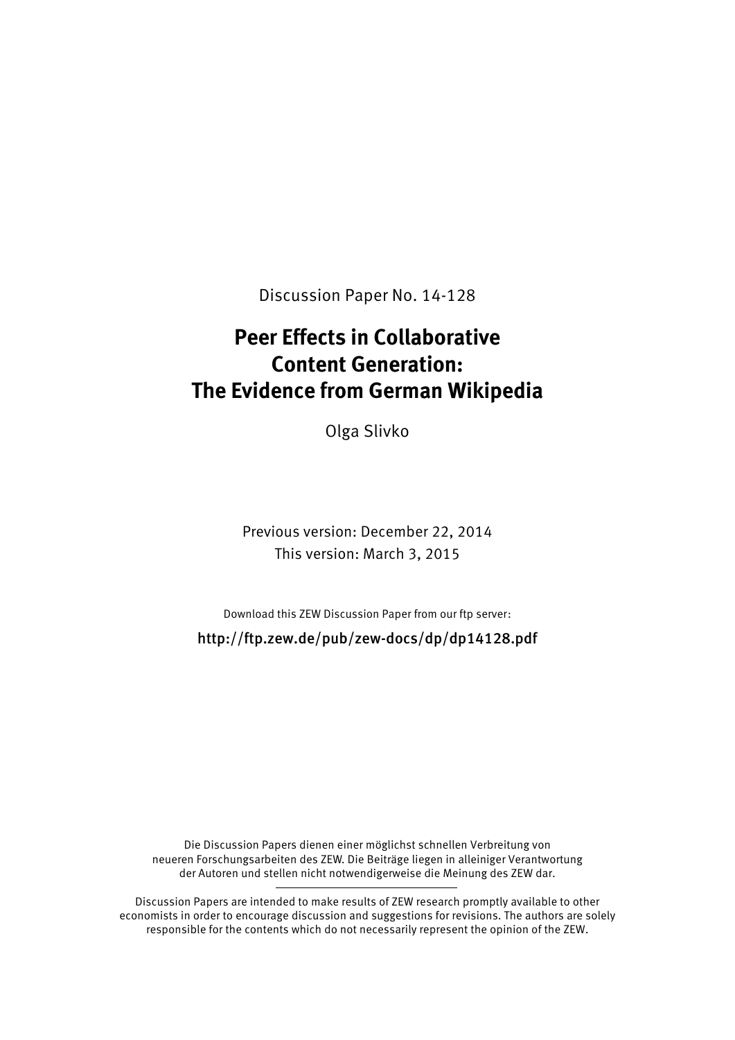Discussion Paper No. 14-128

# Peer Effects in Collaborative Content Generation: The Evidence from German Wikipedia

Olga Slivko

Previous version: December 22, 2014
This version: March 3, 2015

Download this ZEW Discussion Paper from our ftp server:

http://ftp.zew.de/pub/zew-docs/dp/dp14128.pdf

Die Discussion Papers dienen einer möglichst schnellen Verbreitung von neueren Forschungsarbeiten des ZEW. Die Beiträge liegen in alleiniger Verantwortung der Autoren und stellen nicht notwendigerweise die Meinung des ZEW dar.

---

Discussion Papers are intended to make results of ZEW research promptly available to other economists in order to encourage discussion and suggestions for revisions. The authors are solely responsible for the contents which do not necessarily represent the opinion of the ZEW.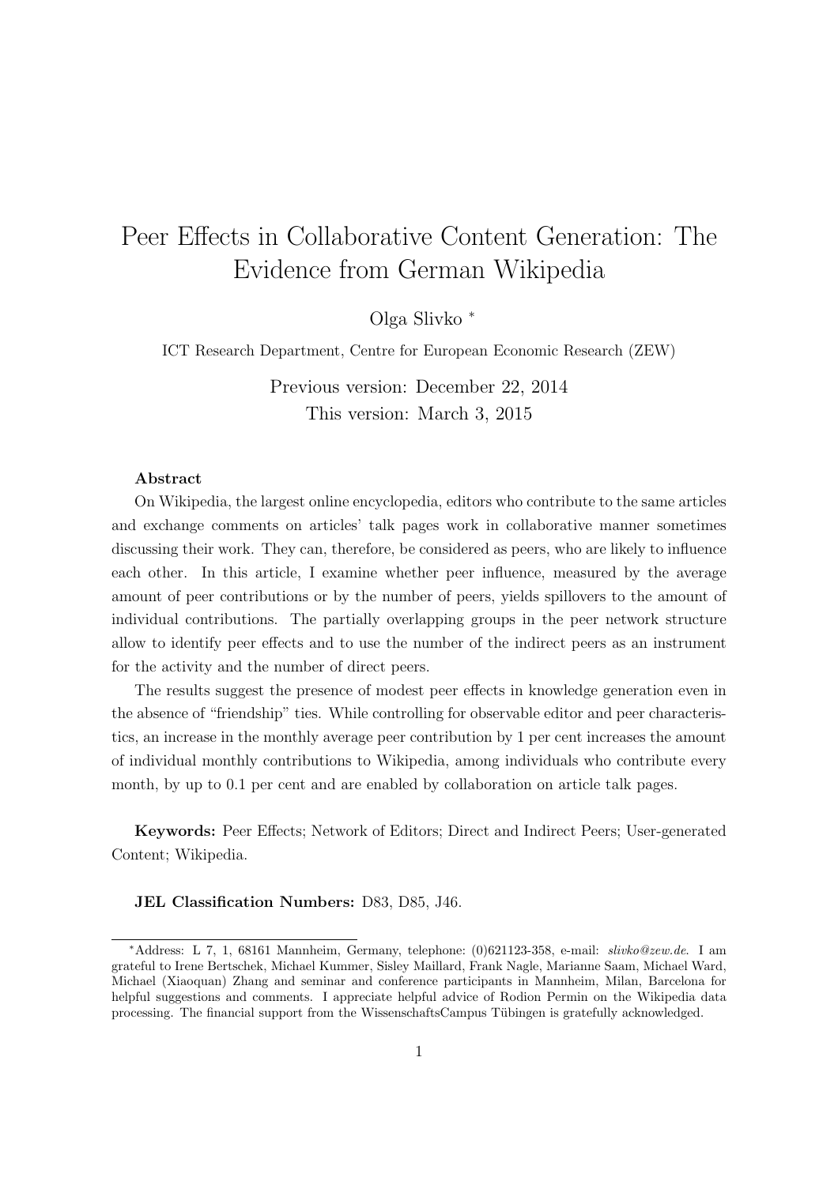# Peer Effects in Collaborative Content Generation: The Evidence from German Wikipedia

Olga Slivko [*]

ICT Research Department, Centre for European Economic Research (ZEW)

Previous version: December 22, 2014
This version: March 3, 2015

**Abstract**

On Wikipedia, the largest online encyclopedia, editors who contribute to the same articles and exchange comments on articles' talk pages work in collaborative manner sometimes discussing their work. They can, therefore, be considered as peers, who are likely to influence each other. In this article, I examine whether peer influence, measured by the average amount of peer contributions or by the number of peers, yields spillovers to the amount of individual contributions. The partially overlapping groups in the peer network structure allow to identify peer effects and to use the number of the indirect peers as an instrument for the activity and the number of direct peers.

The results suggest the presence of modest peer effects in knowledge generation even in the absence of "friendship" ties. While controlling for observable editor and peer characteristics, an increase in the monthly average peer contribution by 1 per cent increases the amount of individual monthly contributions to Wikipedia, among individuals who contribute every month, by up to 0.1 per cent and are enabled by collaboration on article talk pages.

**Keywords:** Peer Effects; Network of Editors; Direct and Indirect Peers; User-generated Content; Wikipedia.

**JEL Classification Numbers:** D83, D85, J46.

---

[*] Address: L 7, 1, 68161 Mannheim, Germany, telephone: (0)621123-358, e-mail: *slivko@zew.de*. I am grateful to Irene Bertschek, Michael Kummer, Sisley Maillard, Frank Nagle, Marianne Saam, Michael Ward, Michael (Xiaoquan) Zhang and seminar and conference participants in Mannheim, Milan, Barcelona for helpful suggestions and comments. I appreciate helpful advice of Rodion Permin on the Wikipedia data processing. The financial support from the WissenschaftsCampus Tübingen is gratefully acknowledged.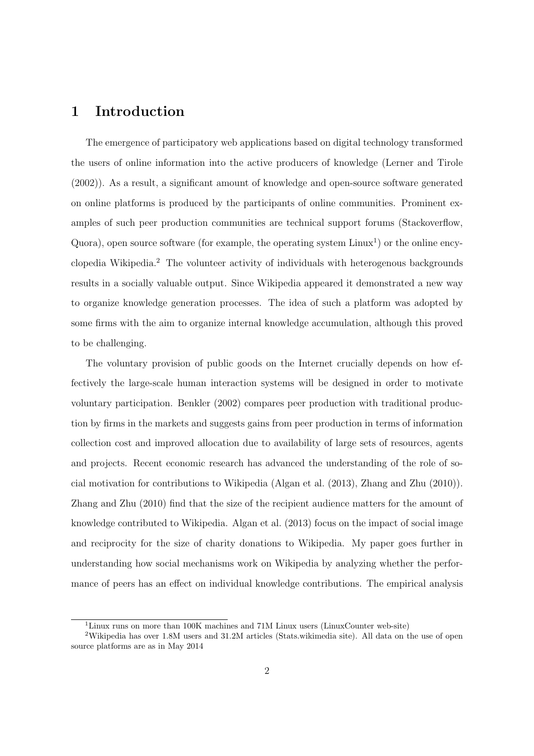# 1 Introduction

The emergence of participatory web applications based on digital technology transformed the users of online information into the active producers of knowledge (Lerner and Tirole (2002)). As a result, a significant amount of knowledge and open-source software generated on online platforms is produced by the participants of online communities. Prominent examples of such peer production communities are technical support forums (Stackoverflow, Quora), open source software (for example, the operating system Linux[1]) or the online encyclopedia Wikipedia.[2] The volunteer activity of individuals with heterogenous backgrounds results in a socially valuable output. Since Wikipedia appeared it demonstrated a new way to organize knowledge generation processes. The idea of such a platform was adopted by some firms with the aim to organize internal knowledge accumulation, although this proved to be challenging.

The voluntary provision of public goods on the Internet crucially depends on how effectively the large-scale human interaction systems will be designed in order to motivate voluntary participation. Benkler (2002) compares peer production with traditional production by firms in the markets and suggests gains from peer production in terms of information collection cost and improved allocation due to availability of large sets of resources, agents and projects. Recent economic research has advanced the understanding of the role of social motivation for contributions to Wikipedia (Algan et al. (2013), Zhang and Zhu (2010)). Zhang and Zhu (2010) find that the size of the recipient audience matters for the amount of knowledge contributed to Wikipedia. Algan et al. (2013) focus on the impact of social image and reciprocity for the size of charity donations to Wikipedia. My paper goes further in understanding how social mechanisms work on Wikipedia by analyzing whether the performance of peers has an effect on individual knowledge contributions. The empirical analysis

[1] Linux runs on more than 100K machines and 71M Linux users (LinuxCounter web-site)

[2] Wikipedia has over 1.8M users and 31.2M articles (Stats.wikimedia site). All data on the use of open source platforms are as in May 2014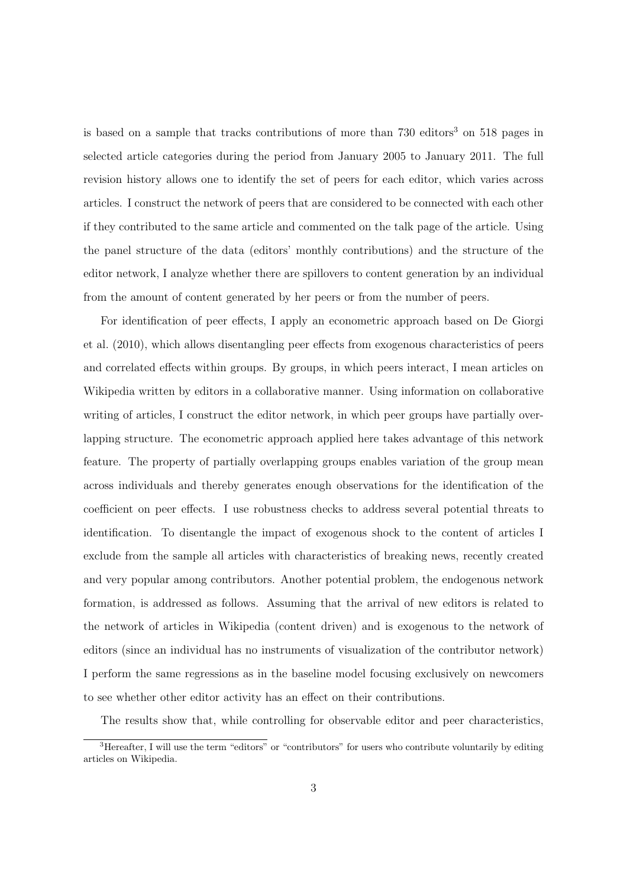is based on a sample that tracks contributions of more than 730 editors[3] on 518 pages in selected article categories during the period from January 2005 to January 2011. The full revision history allows one to identify the set of peers for each editor, which varies across articles. I construct the network of peers that are considered to be connected with each other if they contributed to the same article and commented on the talk page of the article. Using the panel structure of the data (editors' monthly contributions) and the structure of the editor network, I analyze whether there are spillovers to content generation by an individual from the amount of content generated by her peers or from the number of peers.

For identification of peer effects, I apply an econometric approach based on De Giorgi et al. (2010), which allows disentangling peer effects from exogenous characteristics of peers and correlated effects within groups. By groups, in which peers interact, I mean articles on Wikipedia written by editors in a collaborative manner. Using information on collaborative writing of articles, I construct the editor network, in which peer groups have partially overlapping structure. The econometric approach applied here takes advantage of this network feature. The property of partially overlapping groups enables variation of the group mean across individuals and thereby generates enough observations for the identification of the coefficient on peer effects. I use robustness checks to address several potential threats to identification. To disentangle the impact of exogenous shock to the content of articles I exclude from the sample all articles with characteristics of breaking news, recently created and very popular among contributors. Another potential problem, the endogenous network formation, is addressed as follows. Assuming that the arrival of new editors is related to the network of articles in Wikipedia (content driven) and is exogenous to the network of editors (since an individual has no instruments of visualization of the contributor network) I perform the same regressions as in the baseline model focusing exclusively on newcomers to see whether other editor activity has an effect on their contributions.

The results show that, while controlling for observable editor and peer characteristics,

[3] Hereafter, I will use the term "editors" or "contributors" for users who contribute voluntarily by editing articles on Wikipedia.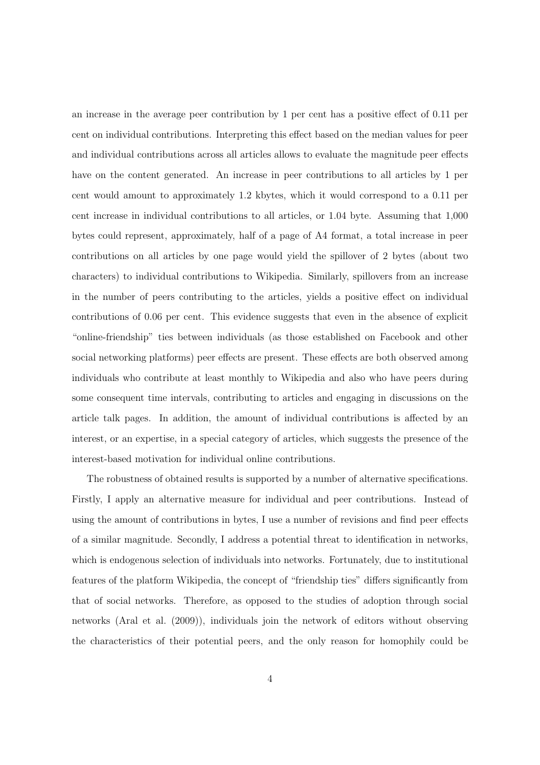an increase in the average peer contribution by 1 per cent has a positive effect of 0.11 per cent on individual contributions. Interpreting this effect based on the median values for peer and individual contributions across all articles allows to evaluate the magnitude peer effects have on the content generated. An increase in peer contributions to all articles by 1 per cent would amount to approximately 1.2 kbytes, which it would correspond to a 0.11 per cent increase in individual contributions to all articles, or 1.04 byte. Assuming that 1,000 bytes could represent, approximately, half of a page of A4 format, a total increase in peer contributions on all articles by one page would yield the spillover of 2 bytes (about two characters) to individual contributions to Wikipedia. Similarly, spillovers from an increase in the number of peers contributing to the articles, yields a positive effect on individual contributions of 0.06 per cent. This evidence suggests that even in the absence of explicit "online-friendship" ties between individuals (as those established on Facebook and other social networking platforms) peer effects are present. These effects are both observed among individuals who contribute at least monthly to Wikipedia and also who have peers during some consequent time intervals, contributing to articles and engaging in discussions on the article talk pages. In addition, the amount of individual contributions is affected by an interest, or an expertise, in a special category of articles, which suggests the presence of the interest-based motivation for individual online contributions.

The robustness of obtained results is supported by a number of alternative specifications. Firstly, I apply an alternative measure for individual and peer contributions. Instead of using the amount of contributions in bytes, I use a number of revisions and find peer effects of a similar magnitude. Secondly, I address a potential threat to identification in networks, which is endogenous selection of individuals into networks. Fortunately, due to institutional features of the platform Wikipedia, the concept of "friendship ties" differs significantly from that of social networks. Therefore, as opposed to the studies of adoption through social networks (Aral et al. (2009)), individuals join the network of editors without observing the characteristics of their potential peers, and the only reason for homophily could be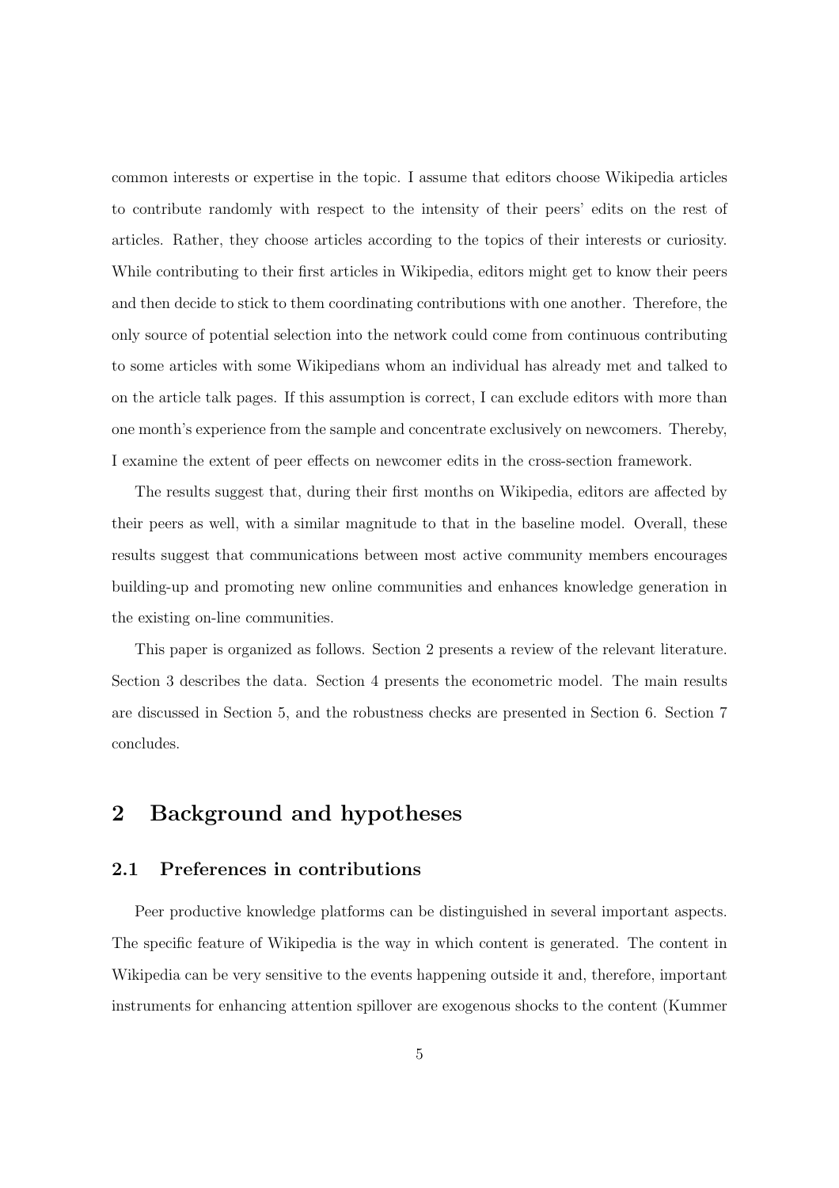common interests or expertise in the topic. I assume that editors choose Wikipedia articles to contribute randomly with respect to the intensity of their peers' edits on the rest of articles. Rather, they choose articles according to the topics of their interests or curiosity. While contributing to their first articles in Wikipedia, editors might get to know their peers and then decide to stick to them coordinating contributions with one another. Therefore, the only source of potential selection into the network could come from continuous contributing to some articles with some Wikipedians whom an individual has already met and talked to on the article talk pages. If this assumption is correct, I can exclude editors with more than one month's experience from the sample and concentrate exclusively on newcomers. Thereby, I examine the extent of peer effects on newcomer edits in the cross-section framework.

The results suggest that, during their first months on Wikipedia, editors are affected by their peers as well, with a similar magnitude to that in the baseline model. Overall, these results suggest that communications between most active community members encourages building-up and promoting new online communities and enhances knowledge generation in the existing on-line communities.

This paper is organized as follows. Section 2 presents a review of the relevant literature. Section 3 describes the data. Section 4 presents the econometric model. The main results are discussed in Section 5, and the robustness checks are presented in Section 6. Section 7 concludes.

## 2 Background and hypotheses

### 2.1 Preferences in contributions

Peer productive knowledge platforms can be distinguished in several important aspects. The specific feature of Wikipedia is the way in which content is generated. The content in Wikipedia can be very sensitive to the events happening outside it and, therefore, important instruments for enhancing attention spillover are exogenous shocks to the content (Kummer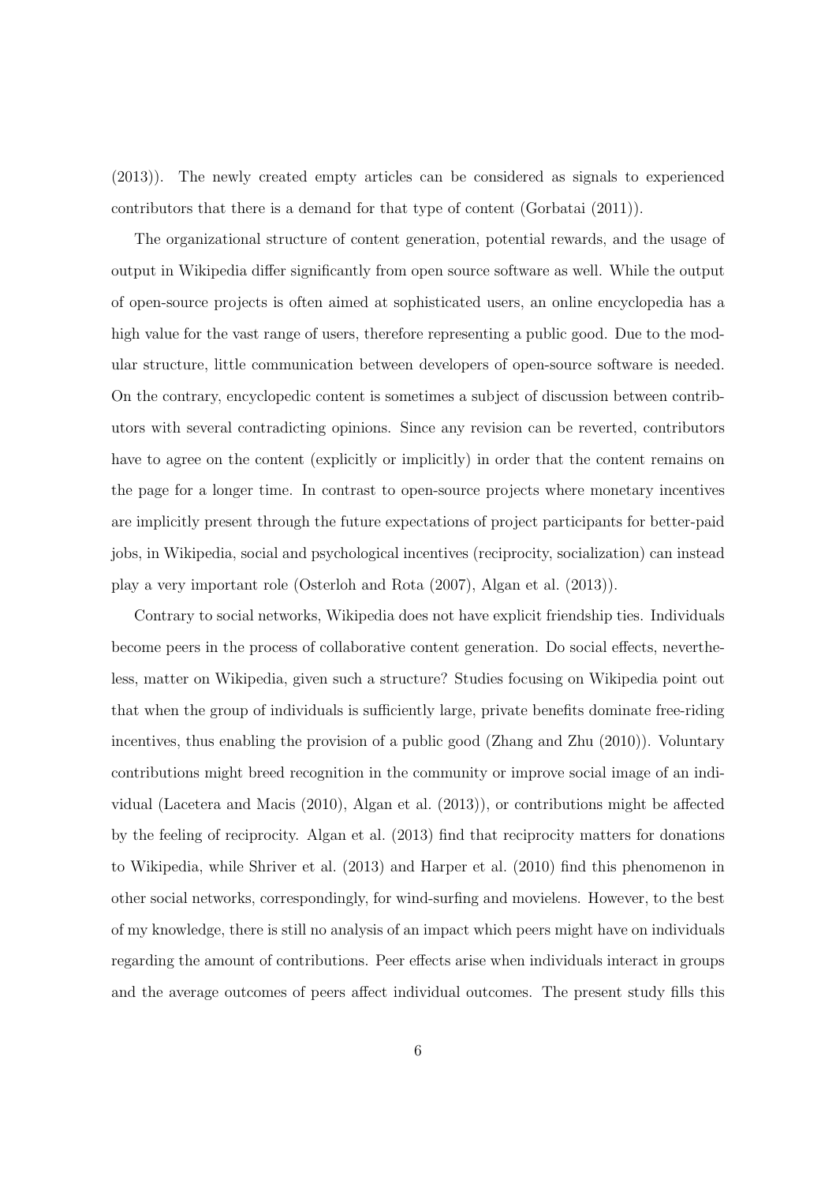(2013)). The newly created empty articles can be considered as signals to experienced contributors that there is a demand for that type of content (Gorbatai (2011)).

The organizational structure of content generation, potential rewards, and the usage of output in Wikipedia differ significantly from open source software as well. While the output of open-source projects is often aimed at sophisticated users, an online encyclopedia has a high value for the vast range of users, therefore representing a public good. Due to the modular structure, little communication between developers of open-source software is needed. On the contrary, encyclopedic content is sometimes a subject of discussion between contributors with several contradicting opinions. Since any revision can be reverted, contributors have to agree on the content (explicitly or implicitly) in order that the content remains on the page for a longer time. In contrast to open-source projects where monetary incentives are implicitly present through the future expectations of project participants for better-paid jobs, in Wikipedia, social and psychological incentives (reciprocity, socialization) can instead play a very important role (Osterloh and Rota (2007), Algan et al. (2013)).

Contrary to social networks, Wikipedia does not have explicit friendship ties. Individuals become peers in the process of collaborative content generation. Do social effects, nevertheless, matter on Wikipedia, given such a structure? Studies focusing on Wikipedia point out that when the group of individuals is sufficiently large, private benefits dominate free-riding incentives, thus enabling the provision of a public good (Zhang and Zhu (2010)). Voluntary contributions might breed recognition in the community or improve social image of an individual (Lacetera and Macis (2010), Algan et al. (2013)), or contributions might be affected by the feeling of reciprocity. Algan et al. (2013) find that reciprocity matters for donations to Wikipedia, while Shriver et al. (2013) and Harper et al. (2010) find this phenomenon in other social networks, correspondingly, for wind-surfing and movielens. However, to the best of my knowledge, there is still no analysis of an impact which peers might have on individuals regarding the amount of contributions. Peer effects arise when individuals interact in groups and the average outcomes of peers affect individual outcomes. The present study fills this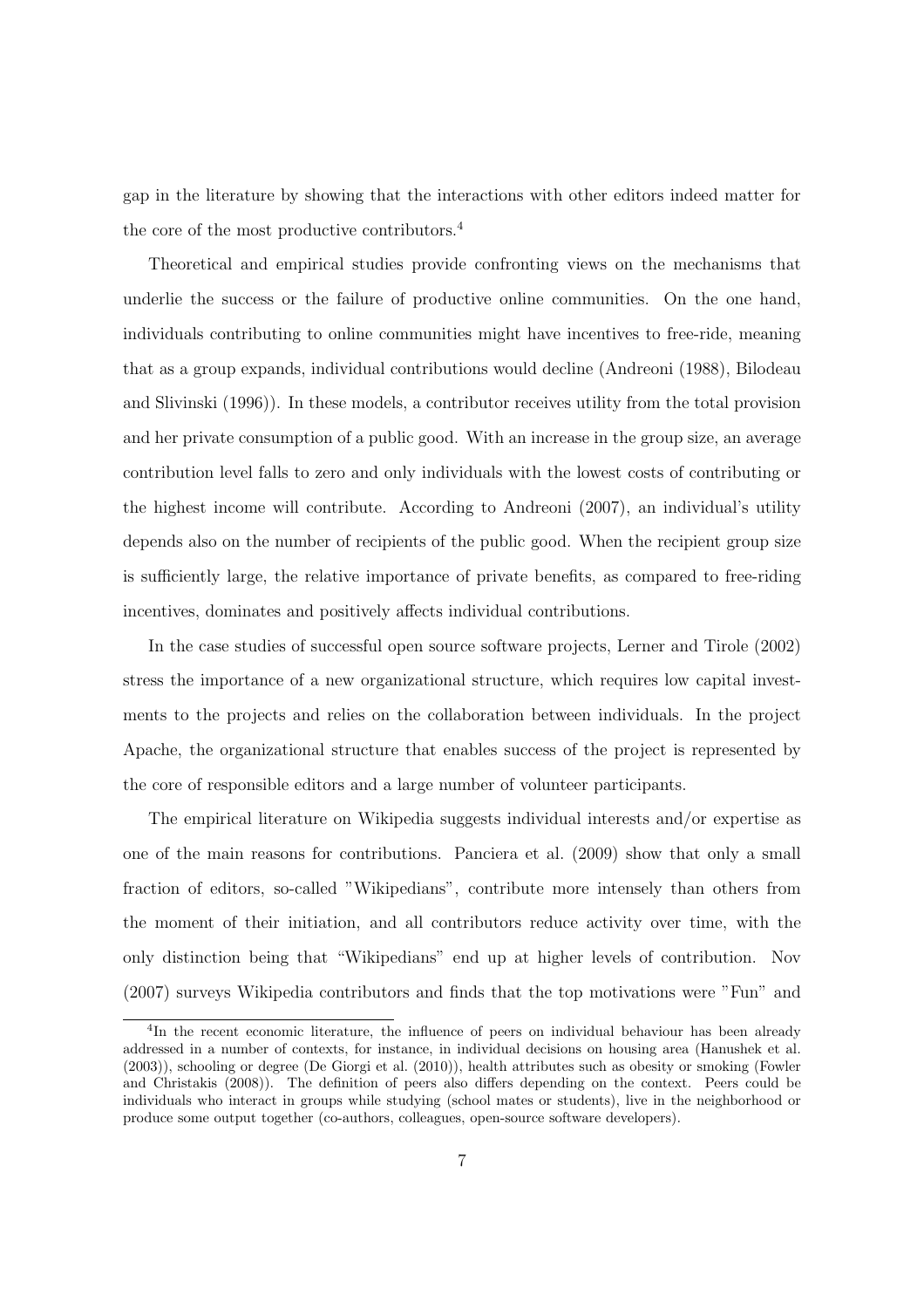gap in the literature by showing that the interactions with other editors indeed matter for the core of the most productive contributors.[4]

Theoretical and empirical studies provide confronting views on the mechanisms that underlie the success or the failure of productive online communities. On the one hand, individuals contributing to online communities might have incentives to free-ride, meaning that as a group expands, individual contributions would decline (Andreoni (1988), Bilodeau and Slivinski (1996)). In these models, a contributor receives utility from the total provision and her private consumption of a public good. With an increase in the group size, an average contribution level falls to zero and only individuals with the lowest costs of contributing or the highest income will contribute. According to Andreoni (2007), an individual's utility depends also on the number of recipients of the public good. When the recipient group size is sufficiently large, the relative importance of private benefits, as compared to free-riding incentives, dominates and positively affects individual contributions.

In the case studies of successful open source software projects, Lerner and Tirole (2002) stress the importance of a new organizational structure, which requires low capital investments to the projects and relies on the collaboration between individuals. In the project Apache, the organizational structure that enables success of the project is represented by the core of responsible editors and a large number of volunteer participants.

The empirical literature on Wikipedia suggests individual interests and/or expertise as one of the main reasons for contributions. Panciera et al. (2009) show that only a small fraction of editors, so-called "Wikipedians", contribute more intensely than others from the moment of their initiation, and all contributors reduce activity over time, with the only distinction being that "Wikipedians" end up at higher levels of contribution. Nov (2007) surveys Wikipedia contributors and finds that the top motivations were "Fun" and

[4]In the recent economic literature, the influence of peers on individual behaviour has been already addressed in a number of contexts, for instance, in individual decisions on housing area (Hanushek et al. (2003)), schooling or degree (De Giorgi et al. (2010)), health attributes such as obesity or smoking (Fowler and Christakis (2008)). The definition of peers also differs depending on the context. Peers could be individuals who interact in groups while studying (school mates or students), live in the neighborhood or produce some output together (co-authors, colleagues, open-source software developers).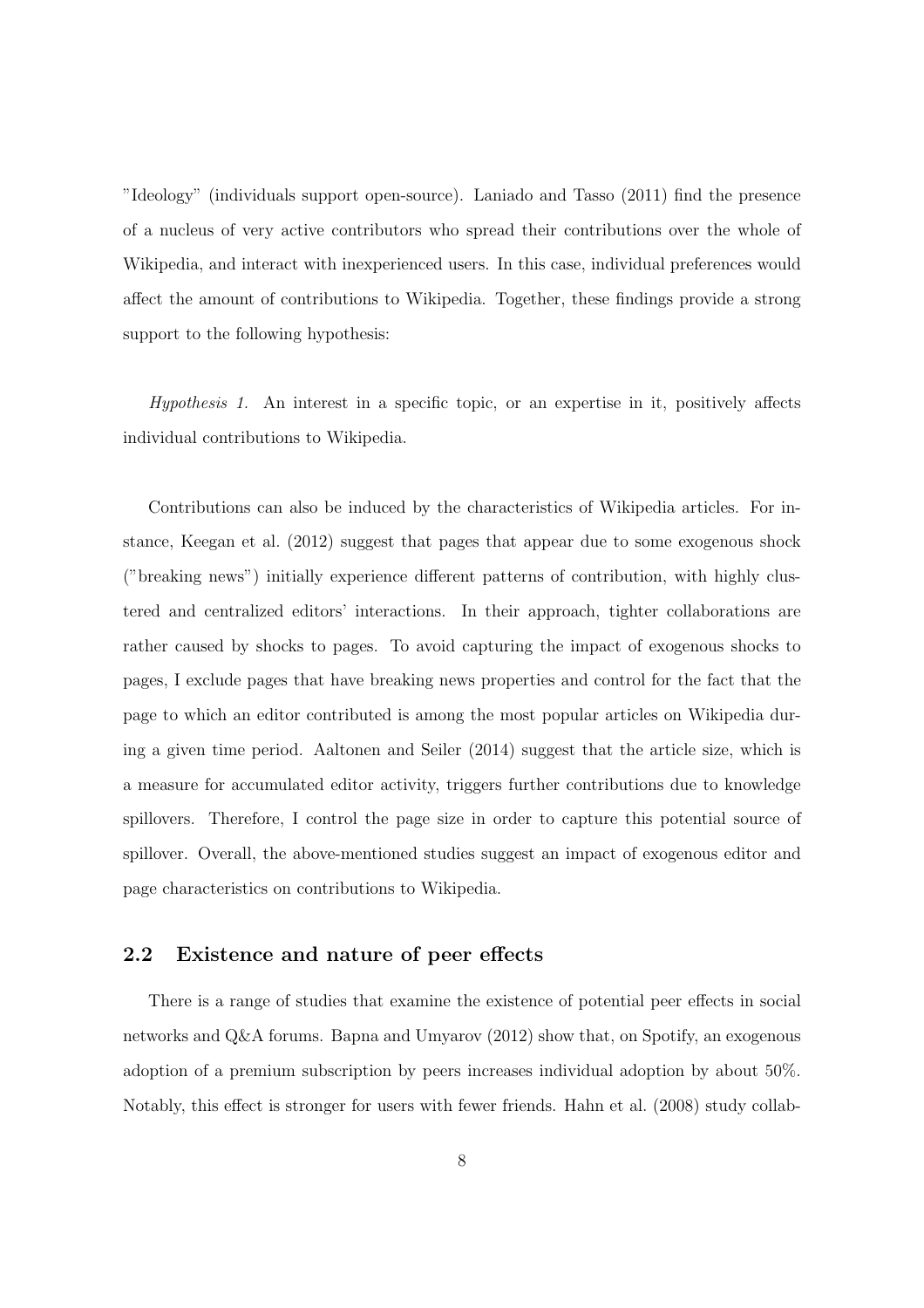"Ideology" (individuals support open-source). Laniado and Tasso (2011) find the presence of a nucleus of very active contributors who spread their contributions over the whole of Wikipedia, and interact with inexperienced users. In this case, individual preferences would affect the amount of contributions to Wikipedia. Together, these findings provide a strong support to the following hypothesis:

*Hypothesis 1.* An interest in a specific topic, or an expertise in it, positively affects individual contributions to Wikipedia.

Contributions can also be induced by the characteristics of Wikipedia articles. For instance, Keegan et al. (2012) suggest that pages that appear due to some exogenous shock ("breaking news") initially experience different patterns of contribution, with highly clustered and centralized editors' interactions. In their approach, tighter collaborations are rather caused by shocks to pages. To avoid capturing the impact of exogenous shocks to pages, I exclude pages that have breaking news properties and control for the fact that the page to which an editor contributed is among the most popular articles on Wikipedia during a given time period. Aaltonen and Seiler (2014) suggest that the article size, which is a measure for accumulated editor activity, triggers further contributions due to knowledge spillovers. Therefore, I control the page size in order to capture this potential source of spillover. Overall, the above-mentioned studies suggest an impact of exogenous editor and page characteristics on contributions to Wikipedia.

## 2.2 Existence and nature of peer effects

There is a range of studies that examine the existence of potential peer effects in social networks and Q&A forums. Bapna and Umyarov (2012) show that, on Spotify, an exogenous adoption of a premium subscription by peers increases individual adoption by about 50%. Notably, this effect is stronger for users with fewer friends. Hahn et al. (2008) study collab-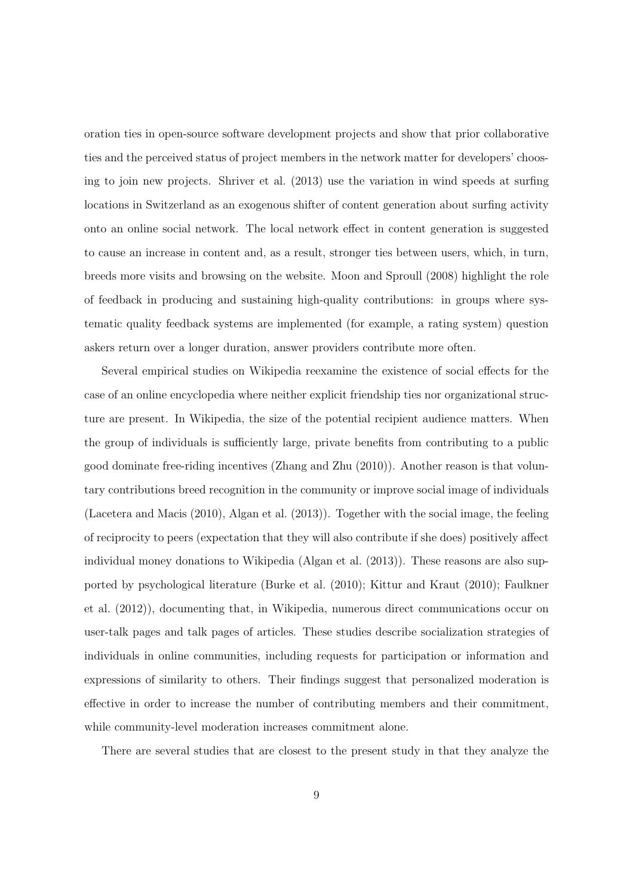oration ties in open-source software development projects and show that prior collaborative ties and the perceived status of project members in the network matter for developers' choosing to join new projects. Shriver et al. (2013) use the variation in wind speeds at surfing locations in Switzerland as an exogenous shifter of content generation about surfing activity onto an online social network. The local network effect in content generation is suggested to cause an increase in content and, as a result, stronger ties between users, which, in turn, breeds more visits and browsing on the website. Moon and Sproull (2008) highlight the role of feedback in producing and sustaining high-quality contributions: in groups where systematic quality feedback systems are implemented (for example, a rating system) question askers return over a longer duration, answer providers contribute more often.

Several empirical studies on Wikipedia reexamine the existence of social effects for the case of an online encyclopedia where neither explicit friendship ties nor organizational structure are present. In Wikipedia, the size of the potential recipient audience matters. When the group of individuals is sufficiently large, private benefits from contributing to a public good dominate free-riding incentives (Zhang and Zhu (2010)). Another reason is that voluntary contributions breed recognition in the community or improve social image of individuals (Lacetera and Macis (2010), Algan et al. (2013)). Together with the social image, the feeling of reciprocity to peers (expectation that they will also contribute if she does) positively affect individual money donations to Wikipedia (Algan et al. (2013)). These reasons are also supported by psychological literature (Burke et al. (2010); Kittur and Kraut (2010); Faulkner et al. (2012)), documenting that, in Wikipedia, numerous direct communications occur on user-talk pages and talk pages of articles. These studies describe socialization strategies of individuals in online communities, including requests for participation or information and expressions of similarity to others. Their findings suggest that personalized moderation is effective in order to increase the number of contributing members and their commitment, while community-level moderation increases commitment alone.

There are several studies that are closest to the present study in that they analyze the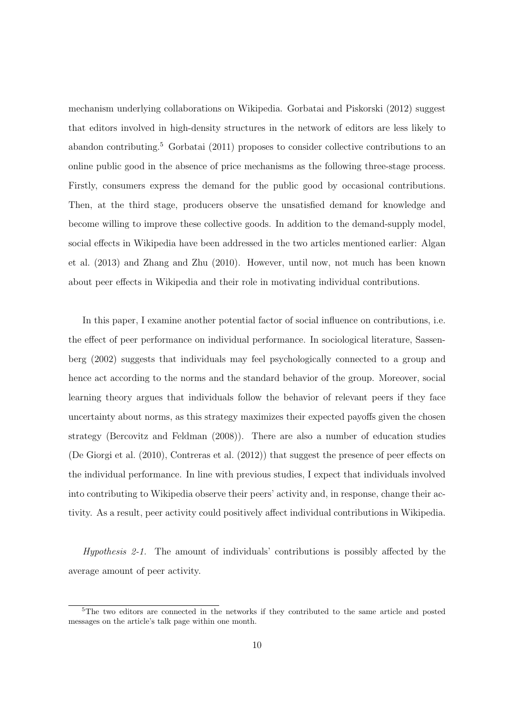mechanism underlying collaborations on Wikipedia. Gorbatai and Piskorski (2012) suggest that editors involved in high-density structures in the network of editors are less likely to abandon contributing.[5] Gorbatai (2011) proposes to consider collective contributions to an online public good in the absence of price mechanisms as the following three-stage process. Firstly, consumers express the demand for the public good by occasional contributions. Then, at the third stage, producers observe the unsatisfied demand for knowledge and become willing to improve these collective goods. In addition to the demand-supply model, social effects in Wikipedia have been addressed in the two articles mentioned earlier: Algan et al. (2013) and Zhang and Zhu (2010). However, until now, not much has been known about peer effects in Wikipedia and their role in motivating individual contributions.

In this paper, I examine another potential factor of social influence on contributions, i.e. the effect of peer performance on individual performance. In sociological literature, Sassenberg (2002) suggests that individuals may feel psychologically connected to a group and hence act according to the norms and the standard behavior of the group. Moreover, social learning theory argues that individuals follow the behavior of relevant peers if they face uncertainty about norms, as this strategy maximizes their expected payoffs given the chosen strategy (Bercovitz and Feldman (2008)). There are also a number of education studies (De Giorgi et al. (2010), Contreras et al. (2012)) that suggest the presence of peer effects on the individual performance. In line with previous studies, I expect that individuals involved into contributing to Wikipedia observe their peers' activity and, in response, change their activity. As a result, peer activity could positively affect individual contributions in Wikipedia.

*Hypothesis 2-1.* The amount of individuals' contributions is possibly affected by the average amount of peer activity.

[5] The two editors are connected in the networks if they contributed to the same article and posted messages on the article's talk page within one month.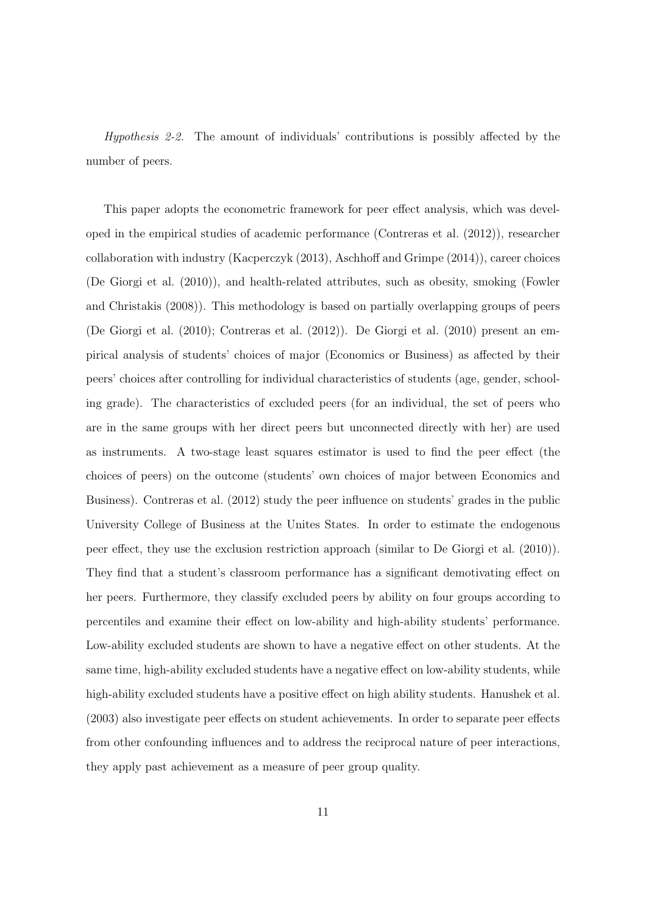*Hypothesis 2-2.* The amount of individuals' contributions is possibly affected by the number of peers.

This paper adopts the econometric framework for peer effect analysis, which was developed in the empirical studies of academic performance (Contreras et al. (2012)), researcher collaboration with industry (Kacperczyk (2013), Aschhoff and Grimpe (2014)), career choices (De Giorgi et al. (2010)), and health-related attributes, such as obesity, smoking (Fowler and Christakis (2008)). This methodology is based on partially overlapping groups of peers (De Giorgi et al. (2010); Contreras et al. (2012)). De Giorgi et al. (2010) present an empirical analysis of students' choices of major (Economics or Business) as affected by their peers' choices after controlling for individual characteristics of students (age, gender, schooling grade). The characteristics of excluded peers (for an individual, the set of peers who are in the same groups with her direct peers but unconnected directly with her) are used as instruments. A two-stage least squares estimator is used to find the peer effect (the choices of peers) on the outcome (students' own choices of major between Economics and Business). Contreras et al. (2012) study the peer influence on students' grades in the public University College of Business at the Unites States. In order to estimate the endogenous peer effect, they use the exclusion restriction approach (similar to De Giorgi et al. (2010)). They find that a student's classroom performance has a significant demotivating effect on her peers. Furthermore, they classify excluded peers by ability on four groups according to percentiles and examine their effect on low-ability and high-ability students' performance. Low-ability excluded students are shown to have a negative effect on other students. At the same time, high-ability excluded students have a negative effect on low-ability students, while high-ability excluded students have a positive effect on high ability students. Hanushek et al. (2003) also investigate peer effects on student achievements. In order to separate peer effects from other confounding influences and to address the reciprocal nature of peer interactions, they apply past achievement as a measure of peer group quality.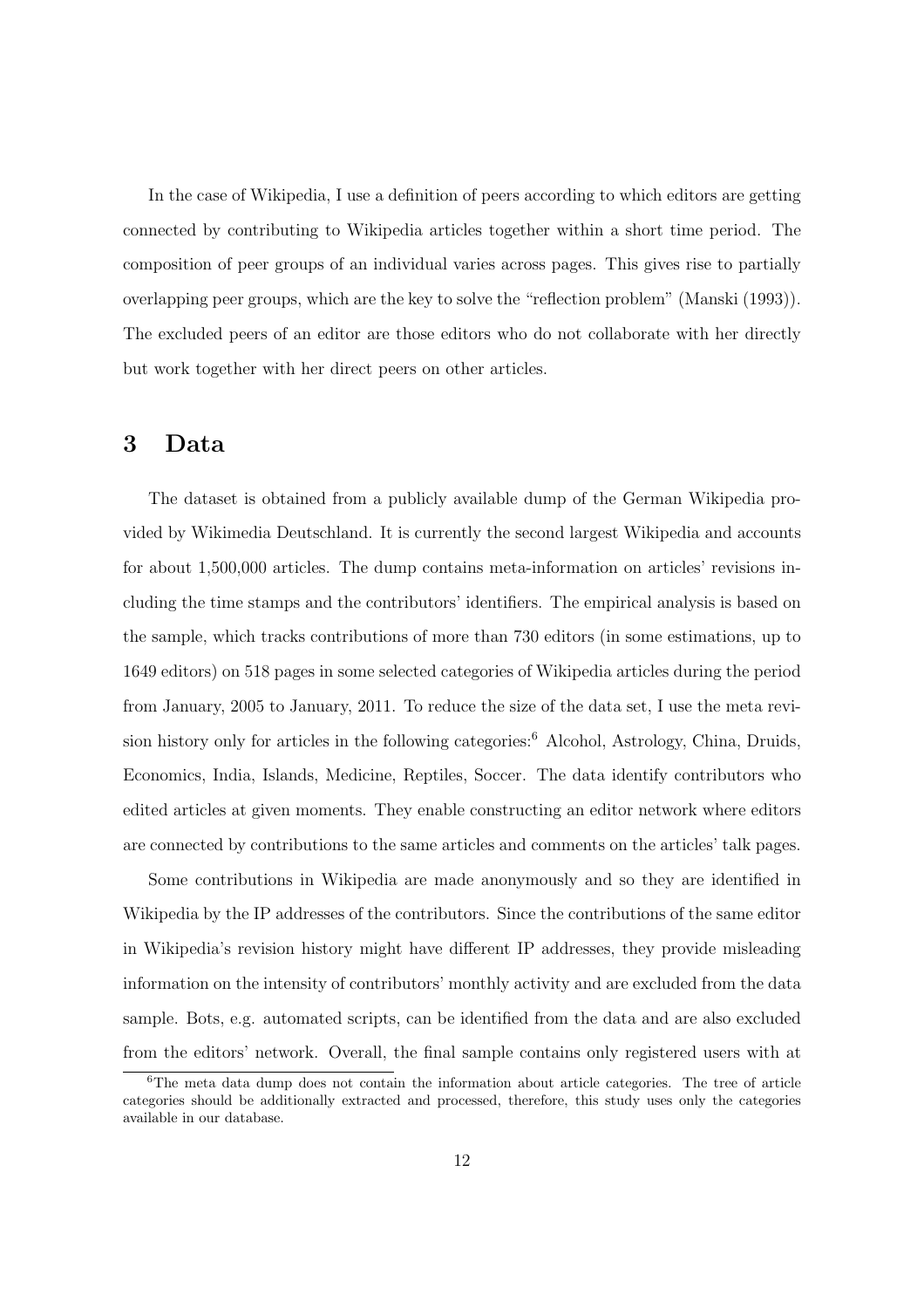In the case of Wikipedia, I use a definition of peers according to which editors are getting connected by contributing to Wikipedia articles together within a short time period. The composition of peer groups of an individual varies across pages. This gives rise to partially overlapping peer groups, which are the key to solve the "reflection problem" (Manski (1993)). The excluded peers of an editor are those editors who do not collaborate with her directly but work together with her direct peers on other articles.

# 3 Data

The dataset is obtained from a publicly available dump of the German Wikipedia provided by Wikimedia Deutschland. It is currently the second largest Wikipedia and accounts for about 1,500,000 articles. The dump contains meta-information on articles' revisions including the time stamps and the contributors' identifiers. The empirical analysis is based on the sample, which tracks contributions of more than 730 editors (in some estimations, up to 1649 editors) on 518 pages in some selected categories of Wikipedia articles during the period from January, 2005 to January, 2011. To reduce the size of the data set, I use the meta revision history only for articles in the following categories:[6] Alcohol, Astrology, China, Druids, Economics, India, Islands, Medicine, Reptiles, Soccer. The data identify contributors who edited articles at given moments. They enable constructing an editor network where editors are connected by contributions to the same articles and comments on the articles' talk pages.

Some contributions in Wikipedia are made anonymously and so they are identified in Wikipedia by the IP addresses of the contributors. Since the contributions of the same editor in Wikipedia's revision history might have different IP addresses, they provide misleading information on the intensity of contributors' monthly activity and are excluded from the data sample. Bots, e.g. automated scripts, can be identified from the data and are also excluded from the editors' network. Overall, the final sample contains only registered users with at

[6]The meta data dump does not contain the information about article categories. The tree of article categories should be additionally extracted and processed, therefore, this study uses only the categories available in our database.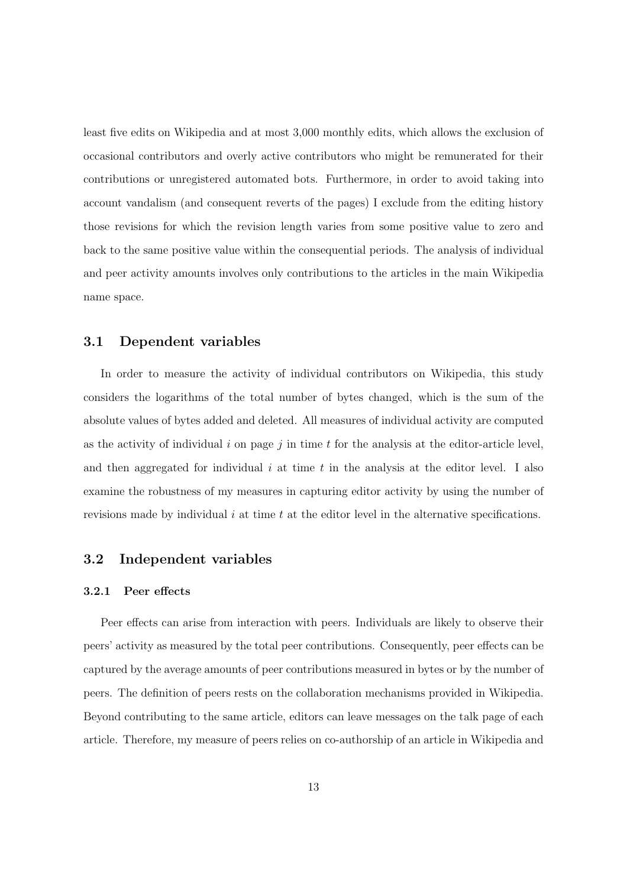least five edits on Wikipedia and at most 3,000 monthly edits, which allows the exclusion of occasional contributors and overly active contributors who might be remunerated for their contributions or unregistered automated bots. Furthermore, in order to avoid taking into account vandalism (and consequent reverts of the pages) I exclude from the editing history those revisions for which the revision length varies from some positive value to zero and back to the same positive value within the consequential periods. The analysis of individual and peer activity amounts involves only contributions to the articles in the main Wikipedia name space.

## 3.1 Dependent variables

In order to measure the activity of individual contributors on Wikipedia, this study considers the logarithms of the total number of bytes changed, which is the sum of the absolute values of bytes added and deleted. All measures of individual activity are computed as the activity of individual $i$ on page $j$ in time $t$ for the analysis at the editor-article level, and then aggregated for individual $i$ at time $t$ in the analysis at the editor level. I also examine the robustness of my measures in capturing editor activity by using the number of revisions made by individual $i$ at time $t$ at the editor level in the alternative specifications.

## 3.2 Independent variables

### 3.2.1 Peer effects

Peer effects can arise from interaction with peers. Individuals are likely to observe their peers' activity as measured by the total peer contributions. Consequently, peer effects can be captured by the average amounts of peer contributions measured in bytes or by the number of peers. The definition of peers rests on the collaboration mechanisms provided in Wikipedia. Beyond contributing to the same article, editors can leave messages on the talk page of each article. Therefore, my measure of peers relies on co-authorship of an article in Wikipedia and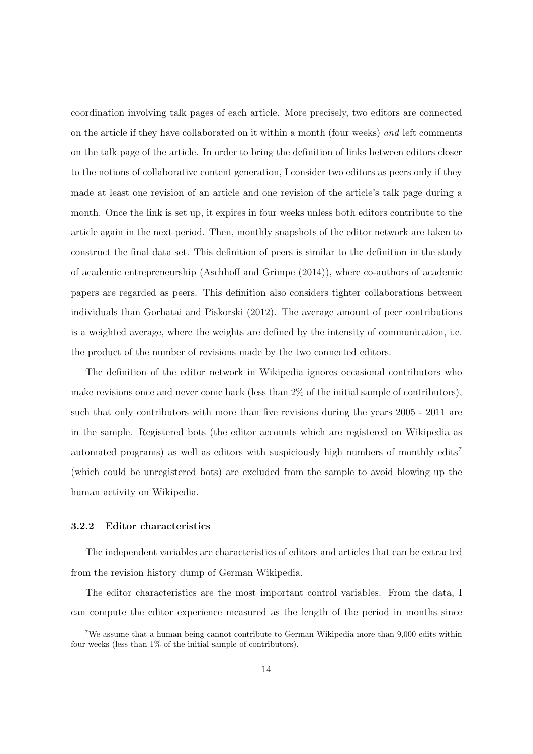coordination involving talk pages of each article. More precisely, two editors are connected on the article if they have collaborated on it within a month (four weeks) *and* left comments on the talk page of the article. In order to bring the definition of links between editors closer to the notions of collaborative content generation, I consider two editors as peers only if they made at least one revision of an article and one revision of the article's talk page during a month. Once the link is set up, it expires in four weeks unless both editors contribute to the article again in the next period. Then, monthly snapshots of the editor network are taken to construct the final data set. This definition of peers is similar to the definition in the study of academic entrepreneurship (Aschhoff and Grimpe (2014)), where co-authors of academic papers are regarded as peers. This definition also considers tighter collaborations between individuals than Gorbatai and Piskorski (2012). The average amount of peer contributions is a weighted average, where the weights are defined by the intensity of communication, i.e. the product of the number of revisions made by the two connected editors.

The definition of the editor network in Wikipedia ignores occasional contributors who make revisions once and never come back (less than 2% of the initial sample of contributors), such that only contributors with more than five revisions during the years 2005 - 2011 are in the sample. Registered bots (the editor accounts which are registered on Wikipedia as automated programs) as well as editors with suspiciously high numbers of monthly edits[7] (which could be unregistered bots) are excluded from the sample to avoid blowing up the human activity on Wikipedia.

### 3.2.2 Editor characteristics

The independent variables are characteristics of editors and articles that can be extracted from the revision history dump of German Wikipedia.

The editor characteristics are the most important control variables. From the data, I can compute the editor experience measured as the length of the period in months since

[7] We assume that a human being cannot contribute to German Wikipedia more than 9,000 edits within four weeks (less than 1% of the initial sample of contributors).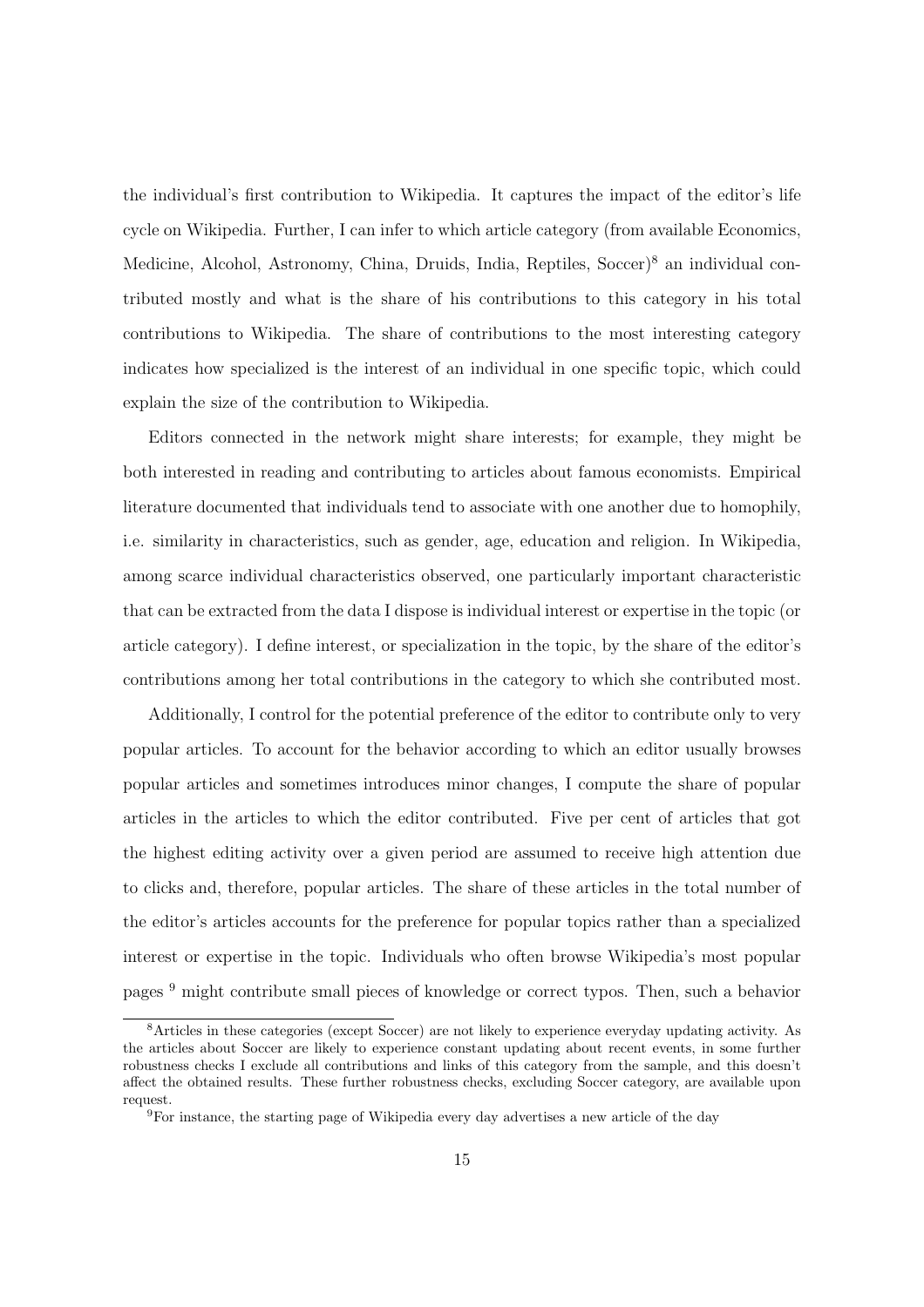the individual's first contribution to Wikipedia. It captures the impact of the editor's life cycle on Wikipedia. Further, I can infer to which article category (from available Economics, Medicine, Alcohol, Astronomy, China, Druids, India, Reptiles, Soccer)[8] an individual contributed mostly and what is the share of his contributions to this category in his total contributions to Wikipedia. The share of contributions to the most interesting category indicates how specialized is the interest of an individual in one specific topic, which could explain the size of the contribution to Wikipedia.

Editors connected in the network might share interests; for example, they might be both interested in reading and contributing to articles about famous economists. Empirical literature documented that individuals tend to associate with one another due to homophily, i.e. similarity in characteristics, such as gender, age, education and religion. In Wikipedia, among scarce individual characteristics observed, one particularly important characteristic that can be extracted from the data I dispose is individual interest or expertise in the topic (or article category). I define interest, or specialization in the topic, by the share of the editor's contributions among her total contributions in the category to which she contributed most.

Additionally, I control for the potential preference of the editor to contribute only to very popular articles. To account for the behavior according to which an editor usually browses popular articles and sometimes introduces minor changes, I compute the share of popular articles in the articles to which the editor contributed. Five per cent of articles that got the highest editing activity over a given period are assumed to receive high attention due to clicks and, therefore, popular articles. The share of these articles in the total number of the editor's articles accounts for the preference for popular topics rather than a specialized interest or expertise in the topic. Individuals who often browse Wikipedia's most popular pages [9] might contribute small pieces of knowledge or correct typos. Then, such a behavior

[8] Articles in these categories (except Soccer) are not likely to experience everyday updating activity. As the articles about Soccer are likely to experience constant updating about recent events, in some further robustness checks I exclude all contributions and links of this category from the sample, and this doesn't affect the obtained results. These further robustness checks, excluding Soccer category, are available upon request.

[9] For instance, the starting page of Wikipedia every day advertises a new article of the day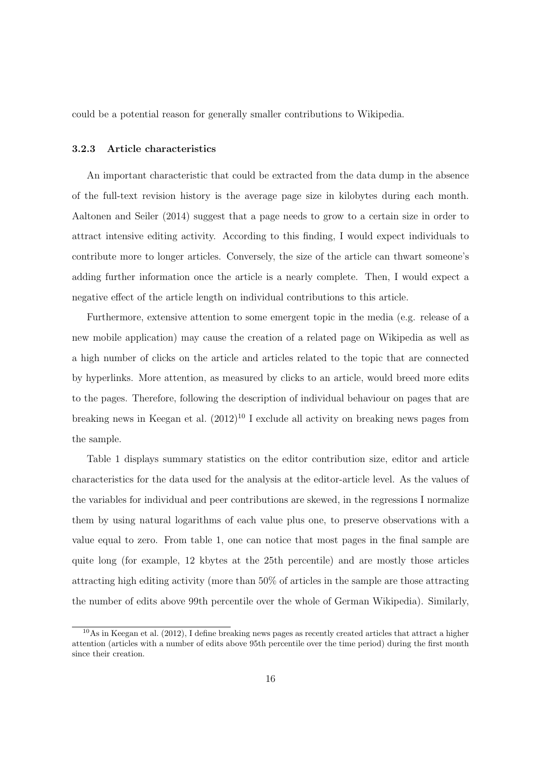could be a potential reason for generally smaller contributions to Wikipedia.

### 3.2.3 Article characteristics

An important characteristic that could be extracted from the data dump in the absence of the full-text revision history is the average page size in kilobytes during each month. Aaltonen and Seiler (2014) suggest that a page needs to grow to a certain size in order to attract intensive editing activity. According to this finding, I would expect individuals to contribute more to longer articles. Conversely, the size of the article can thwart someone's adding further information once the article is a nearly complete. Then, I would expect a negative effect of the article length on individual contributions to this article.

Furthermore, extensive attention to some emergent topic in the media (e.g. release of a new mobile application) may cause the creation of a related page on Wikipedia as well as a high number of clicks on the article and articles related to the topic that are connected by hyperlinks. More attention, as measured by clicks to an article, would breed more edits to the pages. Therefore, following the description of individual behaviour on pages that are breaking news in Keegan et al. (2012)[10] I exclude all activity on breaking news pages from the sample.

Table 1 displays summary statistics on the editor contribution size, editor and article characteristics for the data used for the analysis at the editor-article level. As the values of the variables for individual and peer contributions are skewed, in the regressions I normalize them by using natural logarithms of each value plus one, to preserve observations with a value equal to zero. From table 1, one can notice that most pages in the final sample are quite long (for example, 12 kbytes at the 25th percentile) and are mostly those articles attracting high editing activity (more than 50% of articles in the sample are those attracting the number of edits above 99th percentile over the whole of German Wikipedia). Similarly,

[10] As in Keegan et al. (2012), I define breaking news pages as recently created articles that attract a higher attention (articles with a number of edits above 95th percentile over the time period) during the first month since their creation.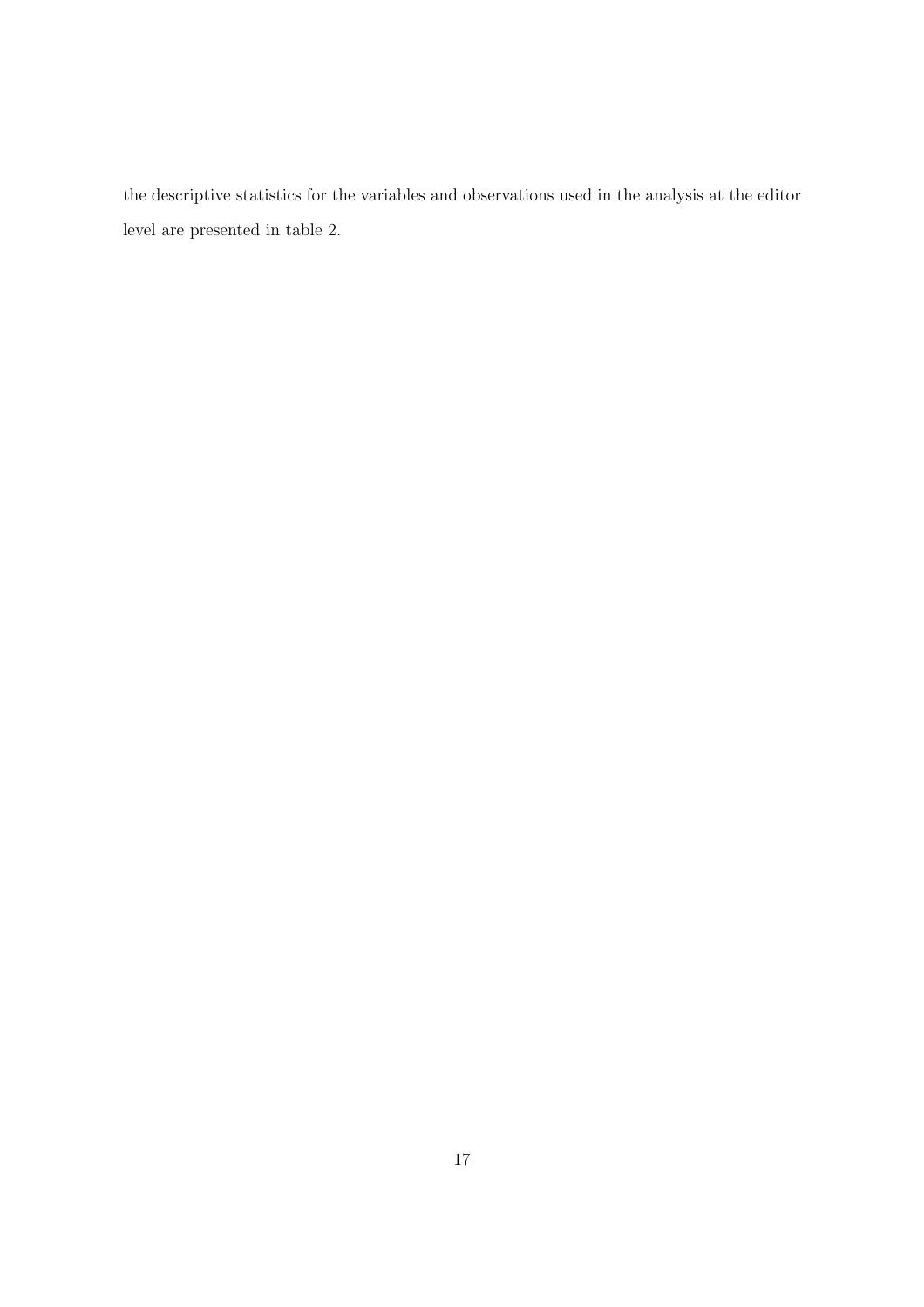the descriptive statistics for the variables and observations used in the analysis at the editor level are presented in table 2.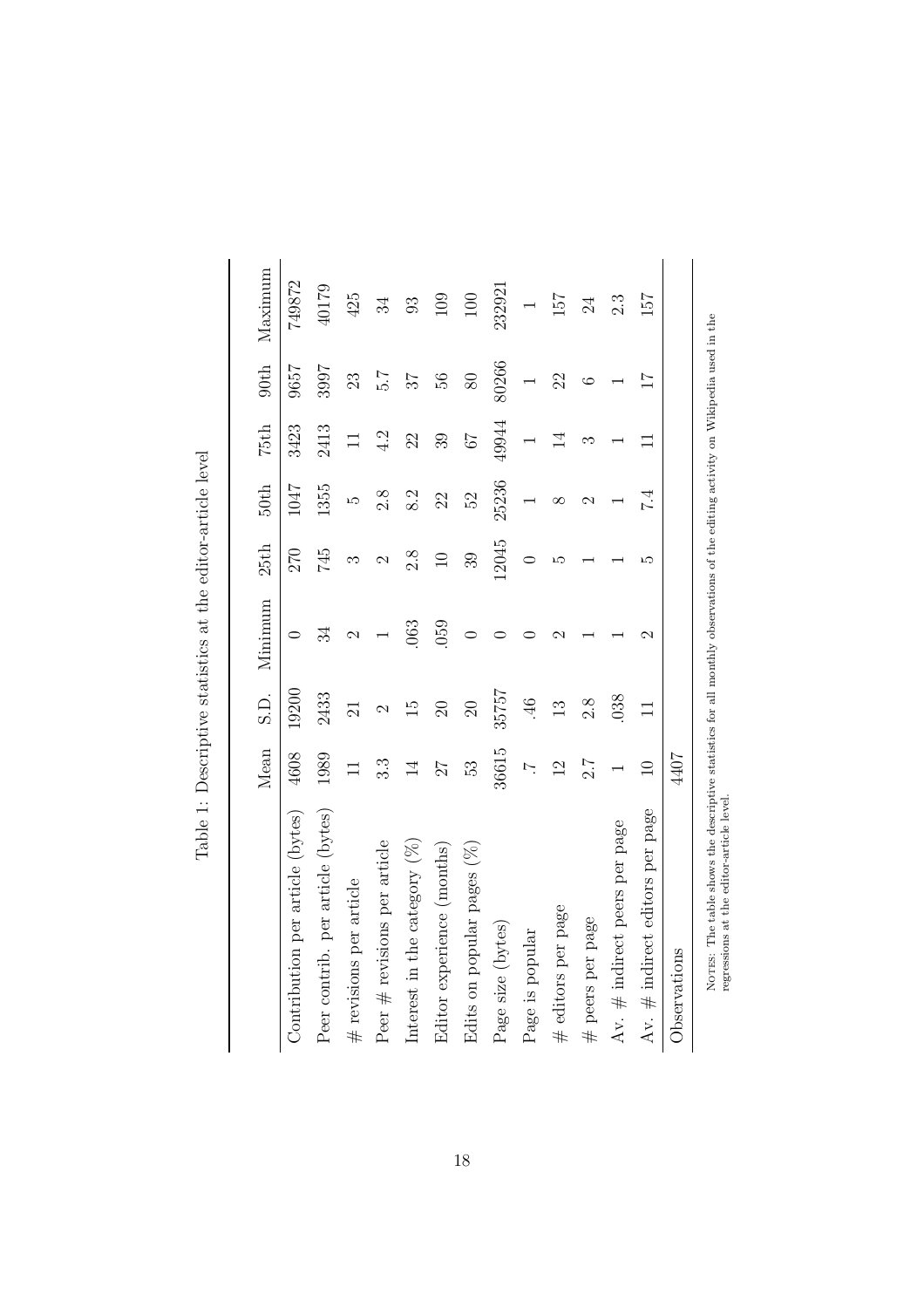Table 1: Descriptive statistics at the editor-article level

| | Mean | S.D. | Minimum | 25th | 50th | 75th | 90th | Maximum |
|---|---|---|---|---|---|---|---|---|
| Contribution per article (bytes) | 4608 | 19200 | 0 | 270 | 1047 | 3423 | 9657 | 749872 |
| Peer contrib. per article (bytes) | 1989 | 2433 | 34 | 745 | 1355 | 2413 | 3997 | 40179 |
| # revisions per article | 11 | 21 | 2 | 3 | 5 | 11 | 23 | 425 |
| Peer # revisions per article | 3.3 | 2 | 1 | 2 | 2.8 | 4.2 | 5.7 | 34 |
| Interest in the category (%) | 14 | 15 | .063 | 2.8 | 8.2 | 22 | 37 | 93 |
| Editor experience (months) | 27 | 20 | .059 | 10 | 22 | 39 | 56 | 109 |
| Edits on popular pages (%) | 53 | 20 | 0 | 39 | 52 | 67 | 80 | 100 |
| Page size (bytes) | 36615 | 35757 | 0 | 12045 | 25236 | 49944 | 80266 | 232921 |
| Page is popular | .7 | .46 | 0 | 0 | 1 | 1 | 1 | 1 |
| # editors per page | 12 | 13 | 2 | 5 | 8 | 14 | 22 | 157 |
| # peers per page | 2.7 | 2.8 | 1 | 1 | 2 | 3 | 6 | 24 |
| Av. # indirect peers per page | 1 | .038 | 1 | 1 | 1 | 1 | 1 | 2.3 |
| Av. # indirect editors per page | 10 | 11 | 2 | 5 | 7.4 | 11 | 17 | 157 |
| Observations | 4407 | | | | | | | |

NOTES: The table shows the descriptive statistics for all monthly observations of the editing activity on Wikipedia used in the regressions at the editor-article level.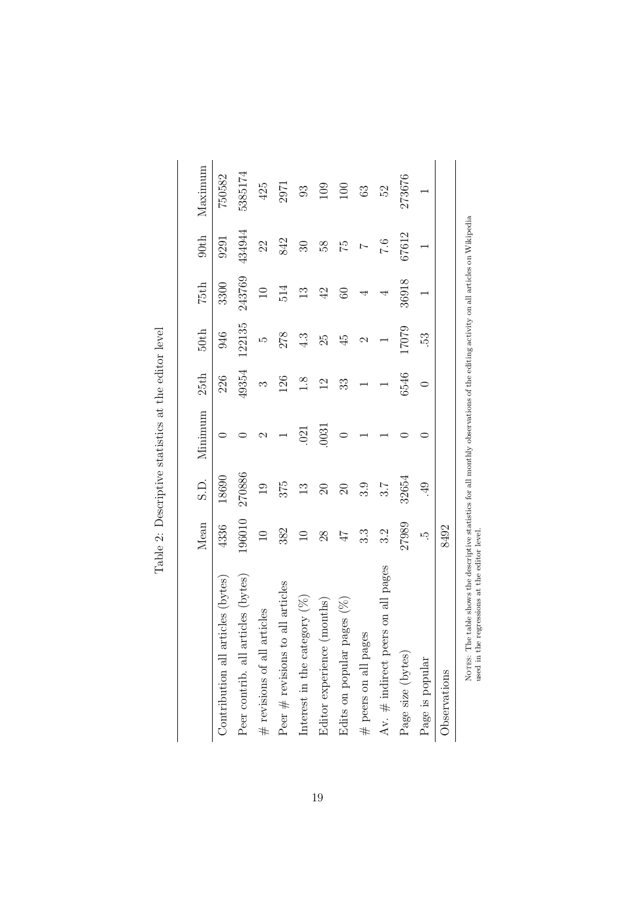Table 2: Descriptive statistics at the editor level

| | Mean | S.D. | Minimum | 25th | 50th | 75th | 90th | Maximum |
|---|---|---|---|---|---|---|---|---|
| Contribution all articles (bytes) | 4336 | 18690 | 0 | 226 | 946 | 3300 | 9291 | 750582 |
| Peer contrib. all articles (bytes) | 196010 | 270886 | 0 | 49354 | 122135 | 243769 | 434944 | 5385174 |
| # revisions of all articles | 10 | 19 | 2 | 3 | 5 | 10 | 22 | 425 |
| Peer # revisions to all articles | 382 | 375 | 1 | 126 | 278 | 514 | 842 | 2971 |
| Interest in the category (%) | 10 | 13 | .021 | 1.8 | 4.3 | 13 | 30 | 93 |
| Editor experience (months) | 28 | 20 | .0031 | 12 | 25 | 42 | 58 | 109 |
| Edits on popular pages (%) | 47 | 20 | 0 | 33 | 45 | 60 | 75 | 100 |
| # peers on all pages | 3.3 | 3.9 | 1 | 1 | 2 | 4 | 7 | 63 |
| Av. # indirect peers on all pages | 3.2 | 3.7 | 1 | 1 | 1 | 4 | 7.6 | 52 |
| Page size (bytes) | 27989 | 32654 | 0 | 6546 | 17079 | 36918 | 67612 | 273676 |
| Page is popular | .5 | .49 | 0 | 0 | .53 | 1 | 1 | 1 |
| Observations | 8492 | | | | | | | |

NOTES: The table shows the descriptive statistics for all monthly observations of the editing activity on all articles on Wikipedia used in the regressions at the editor level.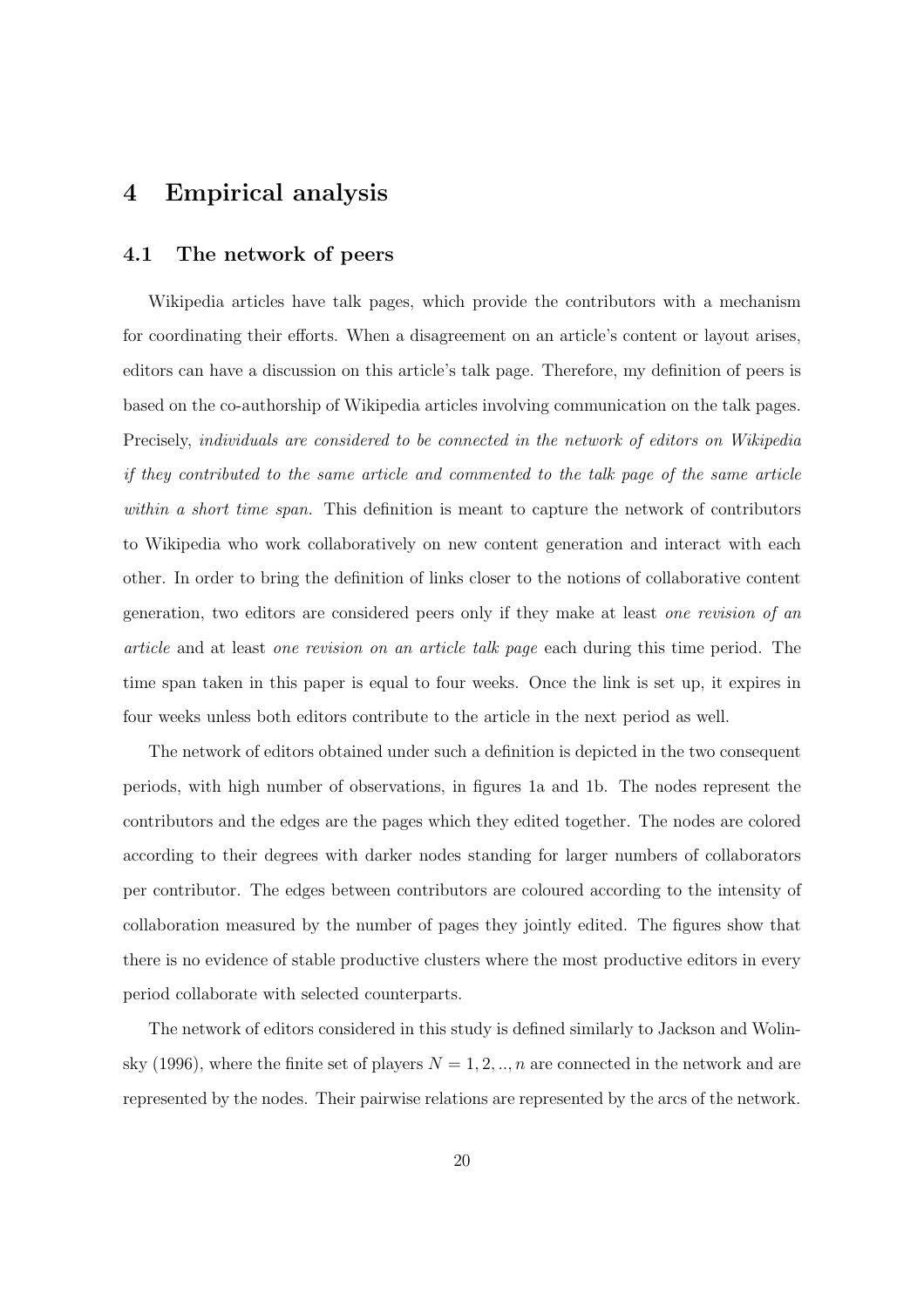## 4 Empirical analysis

### 4.1 The network of peers

Wikipedia articles have talk pages, which provide the contributors with a mechanism for coordinating their efforts. When a disagreement on an article's content or layout arises, editors can have a discussion on this article's talk page. Therefore, my definition of peers is based on the co-authorship of Wikipedia articles involving communication on the talk pages. Precisely, *individuals are considered to be connected in the network of editors on Wikipedia if they contributed to the same article and commented to the talk page of the same article within a short time span.* This definition is meant to capture the network of contributors to Wikipedia who work collaboratively on new content generation and interact with each other. In order to bring the definition of links closer to the notions of collaborative content generation, two editors are considered peers only if they make at least *one revision of an article* and at least *one revision on an article talk page* each during this time period. The time span taken in this paper is equal to four weeks. Once the link is set up, it expires in four weeks unless both editors contribute to the article in the next period as well.

The network of editors obtained under such a definition is depicted in the two consequent periods, with high number of observations, in figures 1a and 1b. The nodes represent the contributors and the edges are the pages which they edited together. The nodes are colored according to their degrees with darker nodes standing for larger numbers of collaborators per contributor. The edges between contributors are coloured according to the intensity of collaboration measured by the number of pages they jointly edited. The figures show that there is no evidence of stable productive clusters where the most productive editors in every period collaborate with selected counterparts.

The network of editors considered in this study is defined similarly to Jackson and Wolinsky (1996), where the finite set of players $N = 1, 2, .., n$ are connected in the network and are represented by the nodes. Their pairwise relations are represented by the arcs of the network.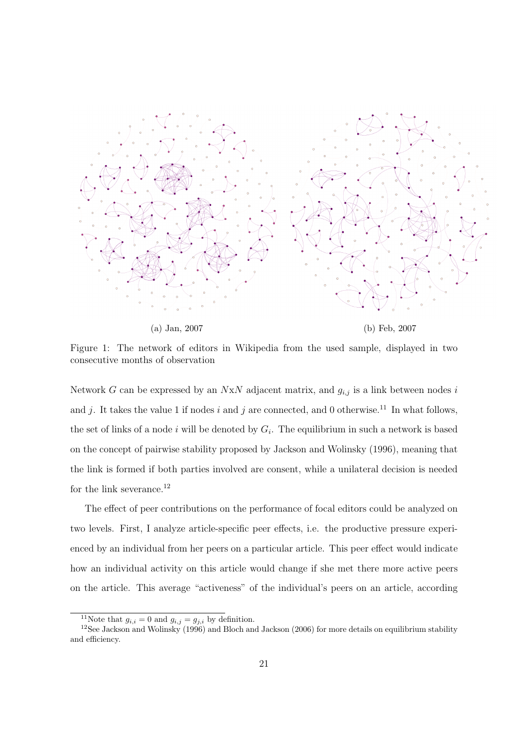(a) Jan, 2007

(b) Feb, 2007

Figure 1: The network of editors in Wikipedia from the used sample, displayed in two consecutive months of observation

Network $G$ can be expressed by an $N$x$N$ adjacent matrix, and $g_{i,j}$ is a link between nodes $i$ and $j$. It takes the value 1 if nodes $i$ and $j$ are connected, and 0 otherwise.[11] In what follows, the set of links of a node $i$ will be denoted by $G_i$. The equilibrium in such a network is based on the concept of pairwise stability proposed by Jackson and Wolinsky (1996), meaning that the link is formed if both parties involved are consent, while a unilateral decision is needed for the link severance.[12]

The effect of peer contributions on the performance of focal editors could be analyzed on two levels. First, I analyze article-specific peer effects, i.e. the productive pressure experienced by an individual from her peers on a particular article. This peer effect would indicate how an individual activity on this article would change if she met there more active peers on the article. This average "activeness" of the individual's peers on an article, according

[11] Note that $g_{i,i} = 0$ and $g_{i,j} = g_{j,i}$ by definition.

[12] See Jackson and Wolinsky (1996) and Bloch and Jackson (2006) for more details on equilibrium stability and efficiency.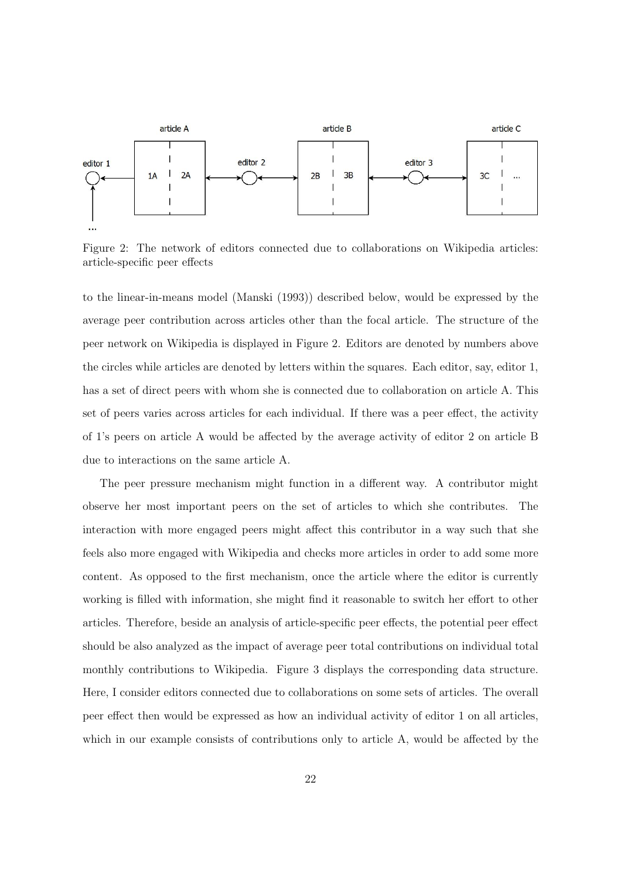Figure 2: The network of editors connected due to collaborations on Wikipedia articles: article-specific peer effects

to the linear-in-means model (Manski (1993)) described below, would be expressed by the average peer contribution across articles other than the focal article. The structure of the peer network on Wikipedia is displayed in Figure 2. Editors are denoted by numbers above the circles while articles are denoted by letters within the squares. Each editor, say, editor 1, has a set of direct peers with whom she is connected due to collaboration on article A. This set of peers varies across articles for each individual. If there was a peer effect, the activity of 1's peers on article A would be affected by the average activity of editor 2 on article B due to interactions on the same article A.

The peer pressure mechanism might function in a different way. A contributor might observe her most important peers on the set of articles to which she contributes. The interaction with more engaged peers might affect this contributor in a way such that she feels also more engaged with Wikipedia and checks more articles in order to add some more content. As opposed to the first mechanism, once the article where the editor is currently working is filled with information, she might find it reasonable to switch her effort to other articles. Therefore, beside an analysis of article-specific peer effects, the potential peer effect should be also analyzed as the impact of average peer total contributions on individual total monthly contributions to Wikipedia. Figure 3 displays the corresponding data structure. Here, I consider editors connected due to collaborations on some sets of articles. The overall peer effect then would be expressed as how an individual activity of editor 1 on all articles, which in our example consists of contributions only to article A, would be affected by the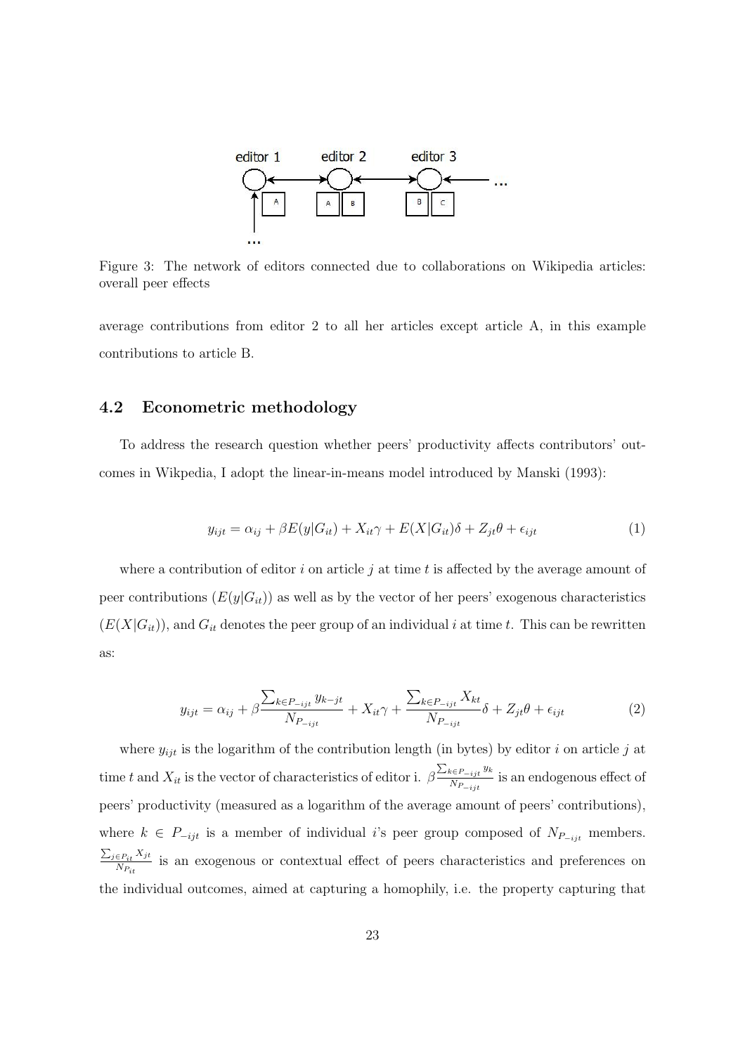Figure 3: The network of editors connected due to collaborations on Wikipedia articles: overall peer effects

average contributions from editor 2 to all her articles except article A, in this example contributions to article B.

### 4.2 Econometric methodology

To address the research question whether peers' productivity affects contributors' outcomes in Wikpedia, I adopt the linear-in-means model introduced by Manski (1993):

$$y_{ijt} = \alpha_{ij} + \beta E(y|G_{it}) + X_{it}\gamma + E(X|G_{it})\delta + Z_{jt}\theta + \epsilon_{ijt} \tag{1}$$

where a contribution of editor $i$ on article $j$ at time $t$ is affected by the average amount of peer contributions ($E(y|G_{it})$) as well as by the vector of her peers' exogenous characteristics ($E(X|G_{it})$), and $G_{it}$ denotes the peer group of an individual $i$ at time $t$. This can be rewritten as:

$$y_{ijt} = \alpha_{ij} + \beta \frac{\sum_{k \in P_{-ijt}} y_{k-jt}}{N_{P_{-ijt}}} + X_{it}\gamma + \frac{\sum_{k \in P_{-ijt}} X_{kt}}{N_{P_{-ijt}}}\delta + Z_{jt}\theta + \epsilon_{ijt} \tag{2}$$

where $y_{ijt}$ is the logarithm of the contribution length (in bytes) by editor $i$ on article $j$ at time $t$ and $X_{it}$ is the vector of characteristics of editor i. $\beta \frac{\sum_{k \in P_{-ijt}} y_k}{N_{P_{-ijt}}}$ is an endogenous effect of peers' productivity (measured as a logarithm of the average amount of peers' contributions), where $k \in P_{-ijt}$ is a member of individual $i$'s peer group composed of $N_{P_{-ijt}}$ members. $\frac{\sum_{j \in P_{it}} X_{jt}}{N_{P_{it}}}$ is an exogenous or contextual effect of peers characteristics and preferences on the individual outcomes, aimed at capturing a homophily, i.e. the property capturing that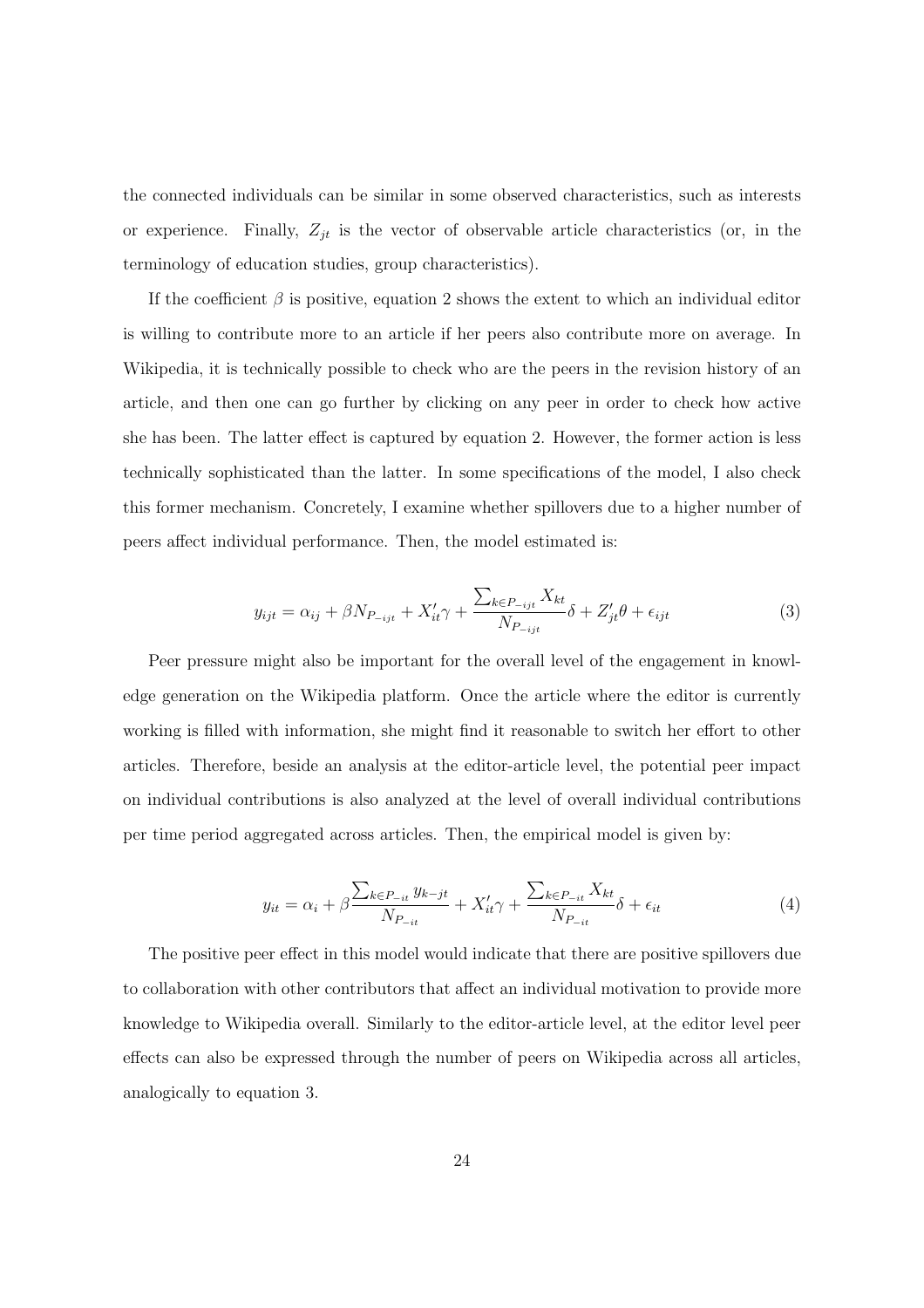the connected individuals can be similar in some observed characteristics, such as interests or experience. Finally, $Z_{jt}$ is the vector of observable article characteristics (or, in the terminology of education studies, group characteristics).

If the coefficient $\beta$ is positive, equation 2 shows the extent to which an individual editor is willing to contribute more to an article if her peers also contribute more on average. In Wikipedia, it is technically possible to check who are the peers in the revision history of an article, and then one can go further by clicking on any peer in order to check how active she has been. The latter effect is captured by equation 2. However, the former action is less technically sophisticated than the latter. In some specifications of the model, I also check this former mechanism. Concretely, I examine whether spillovers due to a higher number of peers affect individual performance. Then, the model estimated is:

$$y_{ijt} = \alpha_{ij} + \beta N_{P_{-ijt}} + X_{it}'\gamma + \frac{\sum_{k \in P_{-ijt}} X_{kt}}{N_{P_{-ijt}}}\delta + Z_{jt}'\theta + \epsilon_{ijt} \tag{3}$$

Peer pressure might also be important for the overall level of the engagement in knowledge generation on the Wikipedia platform. Once the article where the editor is currently working is filled with information, she might find it reasonable to switch her effort to other articles. Therefore, beside an analysis at the editor-article level, the potential peer impact on individual contributions is also analyzed at the level of overall individual contributions per time period aggregated across articles. Then, the empirical model is given by:

$$y_{it} = \alpha_i + \beta \frac{\sum_{k \in P_{-it}} y_{k-jt}}{N_{P_{-it}}} + X_{it}'\gamma + \frac{\sum_{k \in P_{-it}} X_{kt}}{N_{P_{-it}}}\delta + \epsilon_{it} \tag{4}$$

The positive peer effect in this model would indicate that there are positive spillovers due to collaboration with other contributors that affect an individual motivation to provide more knowledge to Wikipedia overall. Similarly to the editor-article level, at the editor level peer effects can also be expressed through the number of peers on Wikipedia across all articles, analogically to equation 3.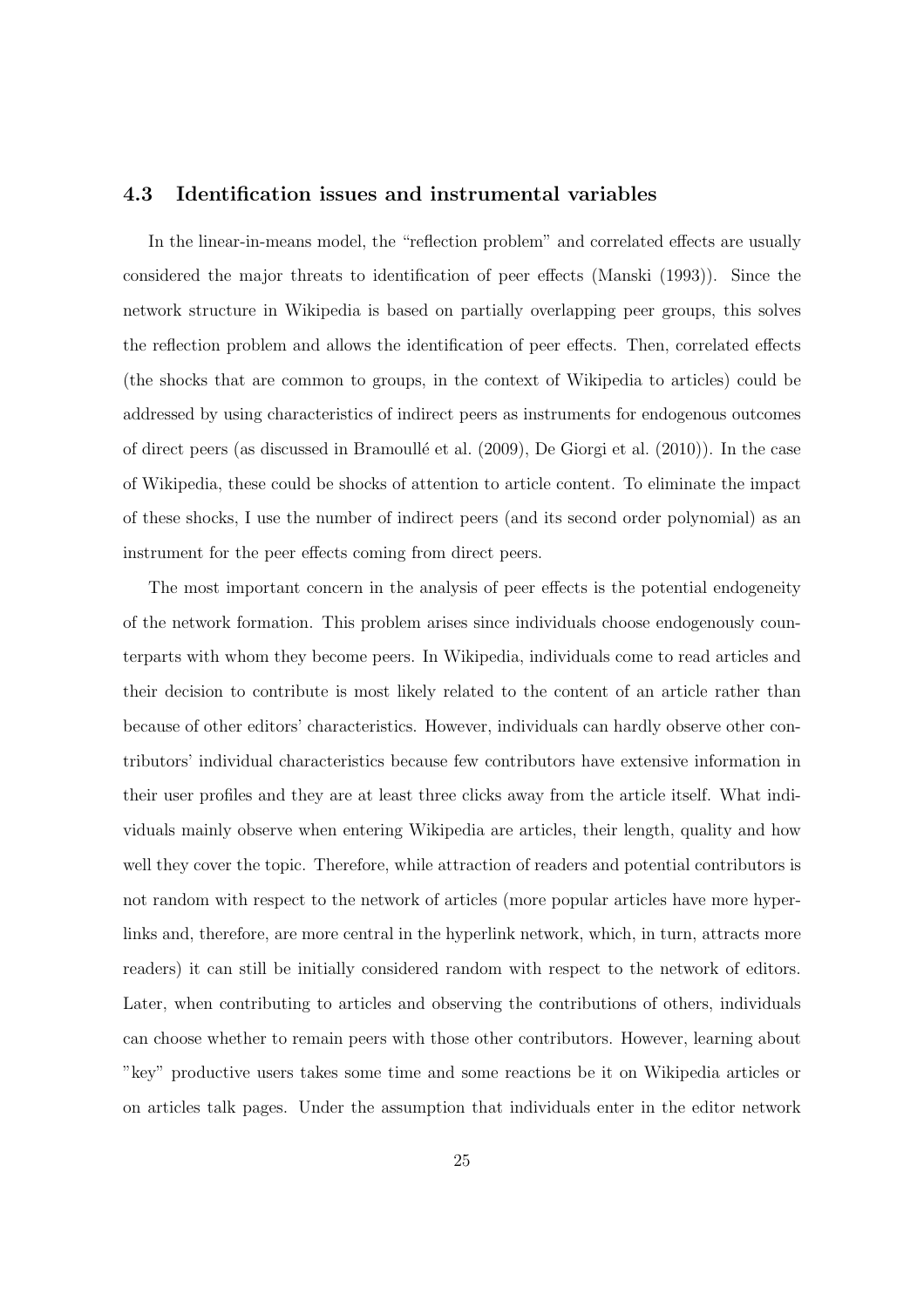### 4.3 Identification issues and instrumental variables

In the linear-in-means model, the "reflection problem" and correlated effects are usually considered the major threats to identification of peer effects (Manski (1993)). Since the network structure in Wikipedia is based on partially overlapping peer groups, this solves the reflection problem and allows the identification of peer effects. Then, correlated effects (the shocks that are common to groups, in the context of Wikipedia to articles) could be addressed by using characteristics of indirect peers as instruments for endogenous outcomes of direct peers (as discussed in Bramoullé et al. (2009), De Giorgi et al. (2010)). In the case of Wikipedia, these could be shocks of attention to article content. To eliminate the impact of these shocks, I use the number of indirect peers (and its second order polynomial) as an instrument for the peer effects coming from direct peers.

The most important concern in the analysis of peer effects is the potential endogeneity of the network formation. This problem arises since individuals choose endogenously counterparts with whom they become peers. In Wikipedia, individuals come to read articles and their decision to contribute is most likely related to the content of an article rather than because of other editors' characteristics. However, individuals can hardly observe other contributors' individual characteristics because few contributors have extensive information in their user profiles and they are at least three clicks away from the article itself. What individuals mainly observe when entering Wikipedia are articles, their length, quality and how well they cover the topic. Therefore, while attraction of readers and potential contributors is not random with respect to the network of articles (more popular articles have more hyperlinks and, therefore, are more central in the hyperlink network, which, in turn, attracts more readers) it can still be initially considered random with respect to the network of editors. Later, when contributing to articles and observing the contributions of others, individuals can choose whether to remain peers with those other contributors. However, learning about "key" productive users takes some time and some reactions be it on Wikipedia articles or on articles talk pages. Under the assumption that individuals enter in the editor network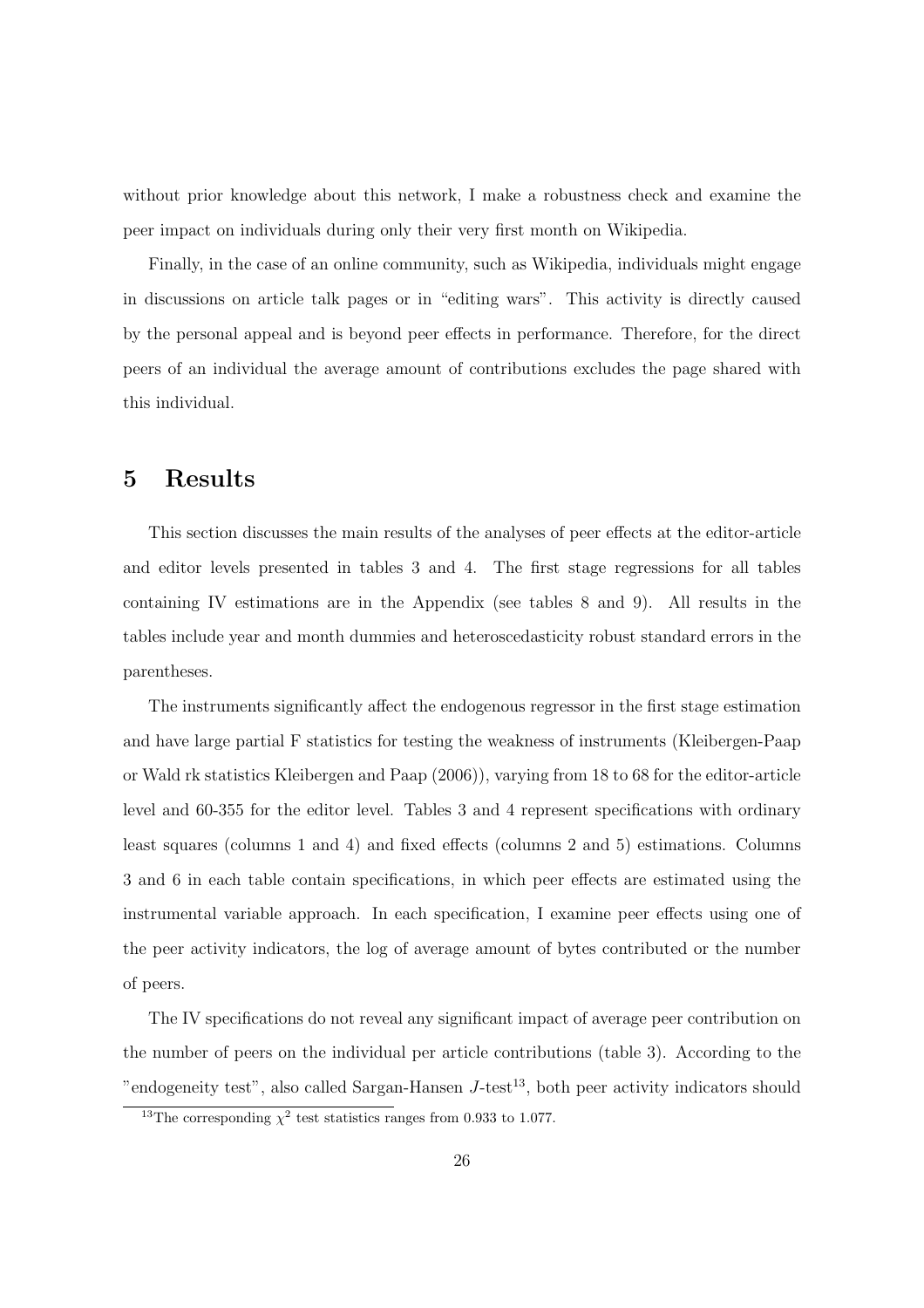without prior knowledge about this network, I make a robustness check and examine the peer impact on individuals during only their very first month on Wikipedia.

Finally, in the case of an online community, such as Wikipedia, individuals might engage in discussions on article talk pages or in "editing wars". This activity is directly caused by the personal appeal and is beyond peer effects in performance. Therefore, for the direct peers of an individual the average amount of contributions excludes the page shared with this individual.

# 5 Results

This section discusses the main results of the analyses of peer effects at the editor-article and editor levels presented in tables 3 and 4. The first stage regressions for all tables containing IV estimations are in the Appendix (see tables 8 and 9). All results in the tables include year and month dummies and heteroscedasticity robust standard errors in the parentheses.

The instruments significantly affect the endogenous regressor in the first stage estimation and have large partial F statistics for testing the weakness of instruments (Kleibergen-Paap or Wald rk statistics Kleibergen and Paap (2006)), varying from 18 to 68 for the editor-article level and 60-355 for the editor level. Tables 3 and 4 represent specifications with ordinary least squares (columns 1 and 4) and fixed effects (columns 2 and 5) estimations. Columns 3 and 6 in each table contain specifications, in which peer effects are estimated using the instrumental variable approach. In each specification, I examine peer effects using one of the peer activity indicators, the log of average amount of bytes contributed or the number of peers.

The IV specifications do not reveal any significant impact of average peer contribution on the number of peers on the individual per article contributions (table 3). According to the "endogeneity test", also called Sargan-Hansen $J$-test[13], both peer activity indicators should

[13] The corresponding $\chi^2$ test statistics ranges from 0.933 to 1.077.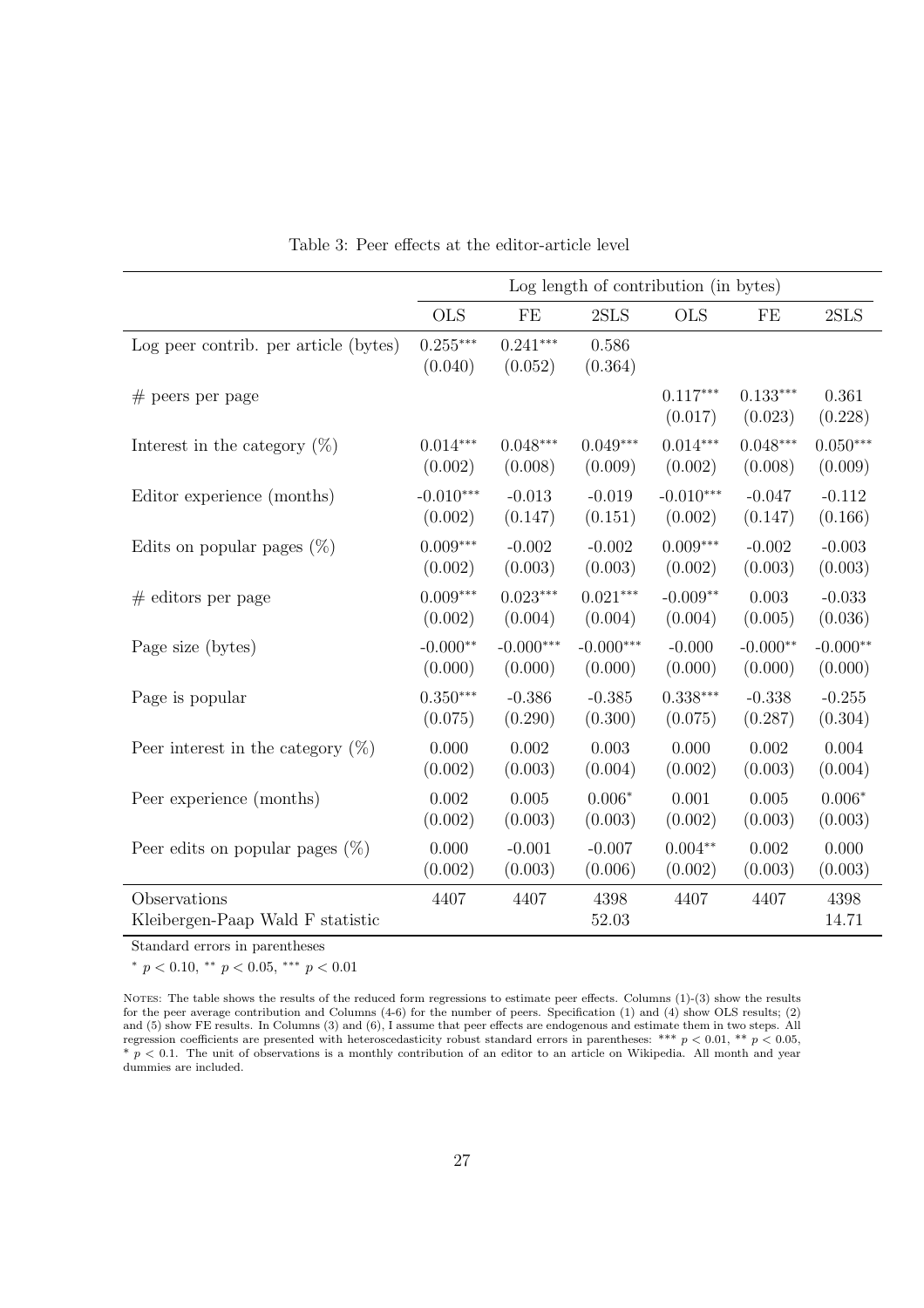Table 3: Peer effects at the editor-article level

| | Log length of contribution (in bytes) | | | | | |
|---|---|---|---|---|---|---|
| | OLS | FE | 2SLS | OLS | FE | 2SLS |
| Log peer contrib. per article (bytes) | 0.255*** | 0.241*** | 0.586 | | | |
| | (0.040) | (0.052) | (0.364) | | | |
| # peers per page | | | | 0.117*** | 0.133*** | 0.361 |
| | | | | (0.017) | (0.023) | (0.228) |
| Interest in the category (%) | 0.014*** | 0.048*** | 0.049*** | 0.014*** | 0.048*** | 0.050*** |
| | (0.002) | (0.008) | (0.009) | (0.002) | (0.008) | (0.009) |
| Editor experience (months) | -0.010*** | -0.013 | -0.019 | -0.010*** | -0.047 | -0.112 |
| | (0.002) | (0.147) | (0.151) | (0.002) | (0.147) | (0.166) |
| Edits on popular pages (%) | 0.009*** | -0.002 | -0.002 | 0.009*** | -0.002 | -0.003 |
| | (0.002) | (0.003) | (0.003) | (0.002) | (0.003) | (0.003) |
| # editors per page | 0.009*** | 0.023*** | 0.021*** | -0.009** | 0.003 | -0.033 |
| | (0.002) | (0.004) | (0.004) | (0.004) | (0.005) | (0.036) |
| Page size (bytes) | -0.000** | -0.000*** | -0.000*** | -0.000 | -0.000** | -0.000** |
| | (0.000) | (0.000) | (0.000) | (0.000) | (0.000) | (0.000) |
| Page is popular | 0.350*** | -0.386 | -0.385 | 0.338*** | -0.338 | -0.255 |
| | (0.075) | (0.290) | (0.300) | (0.075) | (0.287) | (0.304) |
| Peer interest in the category (%) | 0.000 | 0.002 | 0.003 | 0.000 | 0.002 | 0.004 |
| | (0.002) | (0.003) | (0.004) | (0.002) | (0.003) | (0.004) |
| Peer experience (months) | 0.002 | 0.005 | 0.006* | 0.001 | 0.005 | 0.006* |
| | (0.002) | (0.003) | (0.003) | (0.002) | (0.003) | (0.003) |
| Peer edits on popular pages (%) | 0.000 | -0.001 | -0.007 | 0.004** | 0.002 | 0.000 |
| | (0.002) | (0.003) | (0.006) | (0.002) | (0.003) | (0.003) |
| Observations | 4407 | 4407 | 4398 | 4407 | 4407 | 4398 |
| Kleibergen-Paap Wald F statistic | | | 52.03 | | | 14.71 |

Standard errors in parentheses

* $p < 0.10$, ** $p < 0.05$, *** $p < 0.01$

NOTES: The table shows the results of the reduced form regressions to estimate peer effects. Columns (1)-(3) show the results for the peer average contribution and Columns (4-6) for the number of peers. Specification (1) and (4) show OLS results; (2) and (5) show FE results. In Columns (3) and (6), I assume that peer effects are endogenous and estimate them in two steps. All regression coefficients are presented with heteroscedasticity robust standard errors in parentheses: *** $p < 0.01$, ** $p < 0.05$, * $p < 0.1$. The unit of observations is a monthly contribution of an editor to an article on Wikipedia. All month and year dummies are included.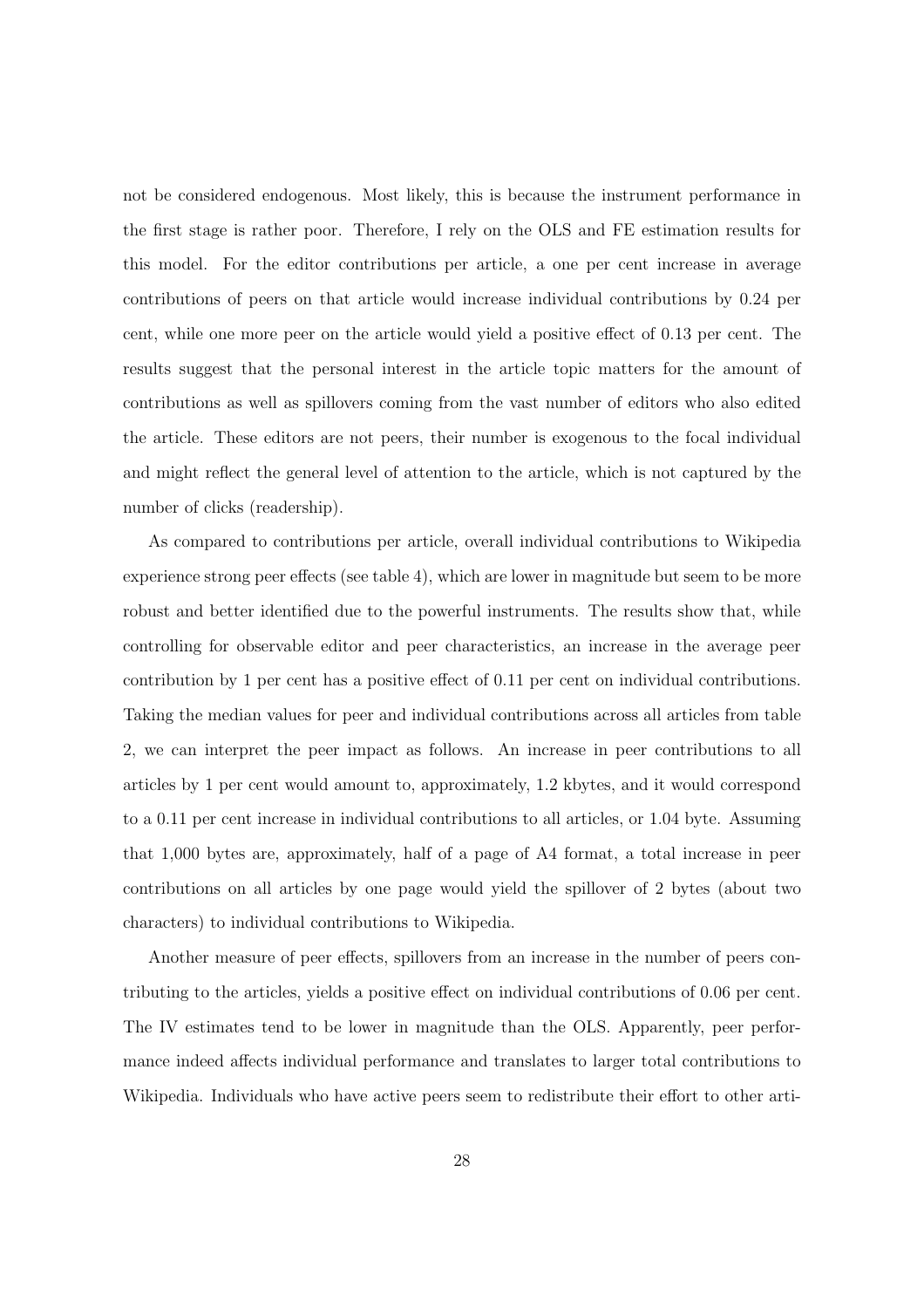not be considered endogenous. Most likely, this is because the instrument performance in the first stage is rather poor. Therefore, I rely on the OLS and FE estimation results for this model. For the editor contributions per article, a one per cent increase in average contributions of peers on that article would increase individual contributions by 0.24 per cent, while one more peer on the article would yield a positive effect of 0.13 per cent. The results suggest that the personal interest in the article topic matters for the amount of contributions as well as spillovers coming from the vast number of editors who also edited the article. These editors are not peers, their number is exogenous to the focal individual and might reflect the general level of attention to the article, which is not captured by the number of clicks (readership).

As compared to contributions per article, overall individual contributions to Wikipedia experience strong peer effects (see table 4), which are lower in magnitude but seem to be more robust and better identified due to the powerful instruments. The results show that, while controlling for observable editor and peer characteristics, an increase in the average peer contribution by 1 per cent has a positive effect of 0.11 per cent on individual contributions. Taking the median values for peer and individual contributions across all articles from table 2, we can interpret the peer impact as follows. An increase in peer contributions to all articles by 1 per cent would amount to, approximately, 1.2 kbytes, and it would correspond to a 0.11 per cent increase in individual contributions to all articles, or 1.04 byte. Assuming that 1,000 bytes are, approximately, half of a page of A4 format, a total increase in peer contributions on all articles by one page would yield the spillover of 2 bytes (about two characters) to individual contributions to Wikipedia.

Another measure of peer effects, spillovers from an increase in the number of peers contributing to the articles, yields a positive effect on individual contributions of 0.06 per cent. The IV estimates tend to be lower in magnitude than the OLS. Apparently, peer performance indeed affects individual performance and translates to larger total contributions to Wikipedia. Individuals who have active peers seem to redistribute their effort to other arti-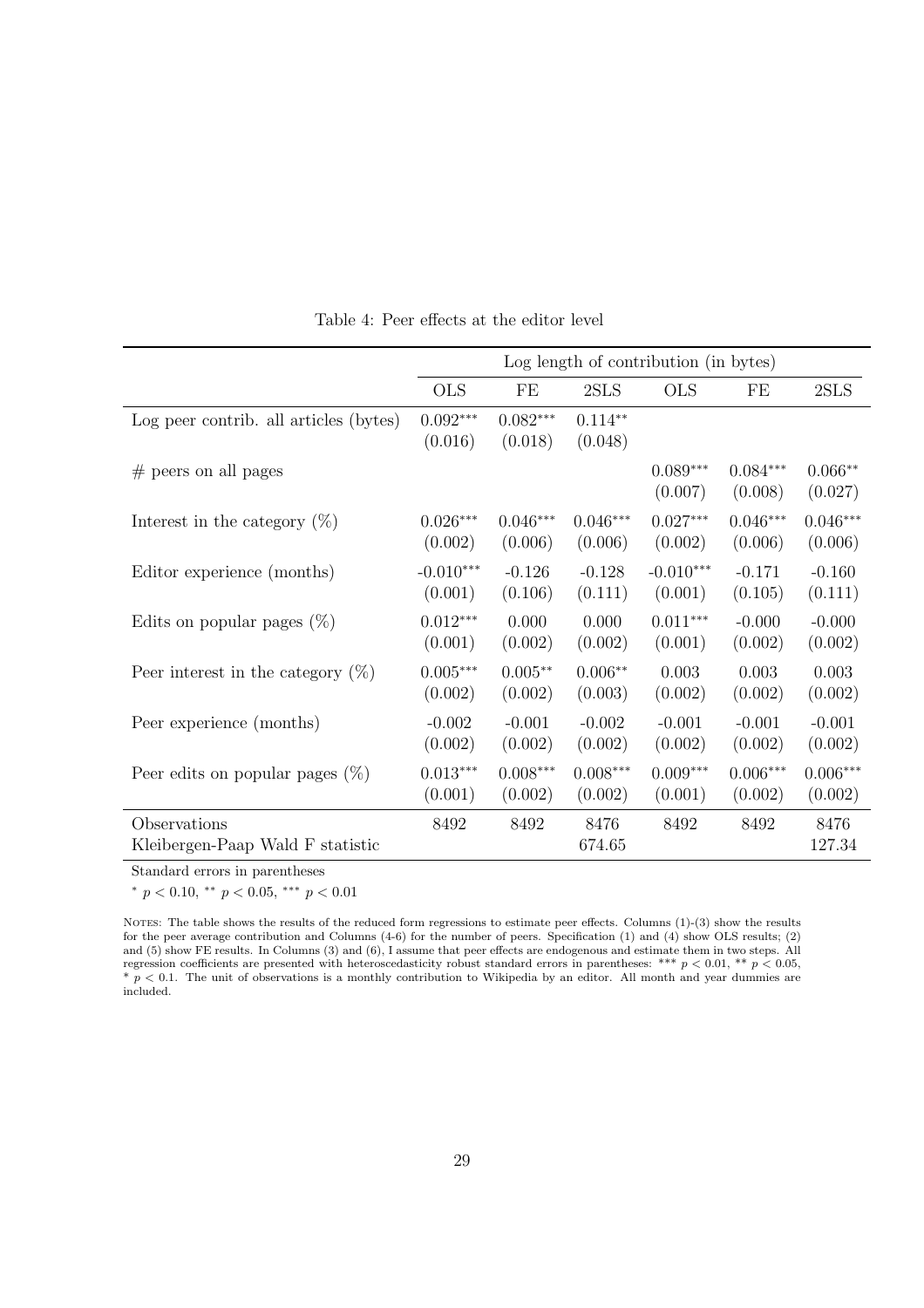Table 4: Peer effects at the editor level

| | Log length of contribution (in bytes) | | | | | |
|---|---|---|---|---|---|---|
| | OLS | FE | 2SLS | OLS | FE | 2SLS |
| Log peer contrib. all articles (bytes) | 0.092*** | 0.082*** | 0.114** | | | |
| | (0.016) | (0.018) | (0.048) | | | |
| # peers on all pages | | | | 0.089*** | 0.084*** | 0.066** |
| | | | | (0.007) | (0.008) | (0.027) |
| Interest in the category (%) | 0.026*** | 0.046*** | 0.046*** | 0.027*** | 0.046*** | 0.046*** |
| | (0.002) | (0.006) | (0.006) | (0.002) | (0.006) | (0.006) |
| Editor experience (months) | -0.010*** | -0.126 | -0.128 | -0.010*** | -0.171 | -0.160 |
| | (0.001) | (0.106) | (0.111) | (0.001) | (0.105) | (0.111) |
| Edits on popular pages (%) | 0.012*** | 0.000 | 0.000 | 0.011*** | -0.000 | -0.000 |
| | (0.001) | (0.002) | (0.002) | (0.001) | (0.002) | (0.002) |
| Peer interest in the category (%) | 0.005*** | 0.005** | 0.006** | 0.003 | 0.003 | 0.003 |
| | (0.002) | (0.002) | (0.003) | (0.002) | (0.002) | (0.002) |
| Peer experience (months) | -0.002 | -0.001 | -0.002 | -0.001 | -0.001 | -0.001 |
| | (0.002) | (0.002) | (0.002) | (0.002) | (0.002) | (0.002) |
| Peer edits on popular pages (%) | 0.013*** | 0.008*** | 0.008*** | 0.009*** | 0.006*** | 0.006*** |
| | (0.001) | (0.002) | (0.002) | (0.001) | (0.002) | (0.002) |
| Observations | 8492 | 8492 | 8476 | 8492 | 8492 | 8476 |
| Kleibergen-Paap Wald F statistic | | | 674.65 | | | 127.34 |

Standard errors in parentheses

* $p < 0.10$, ** $p < 0.05$, *** $p < 0.01$

NOTES: The table shows the results of the reduced form regressions to estimate peer effects. Columns (1)-(3) show the results for the peer average contribution and Columns (4-6) for the number of peers. Specification (1) and (4) show OLS results; (2) and (5) show FE results. In Columns (3) and (6), I assume that peer effects are endogenous and estimate them in two steps. All regression coefficients are presented with heteroscedasticity robust standard errors in parentheses: *** $p < 0.01$, ** $p < 0.05$, * $p < 0.1$. The unit of observations is a monthly contribution to Wikipedia by an editor. All month and year dummies are included.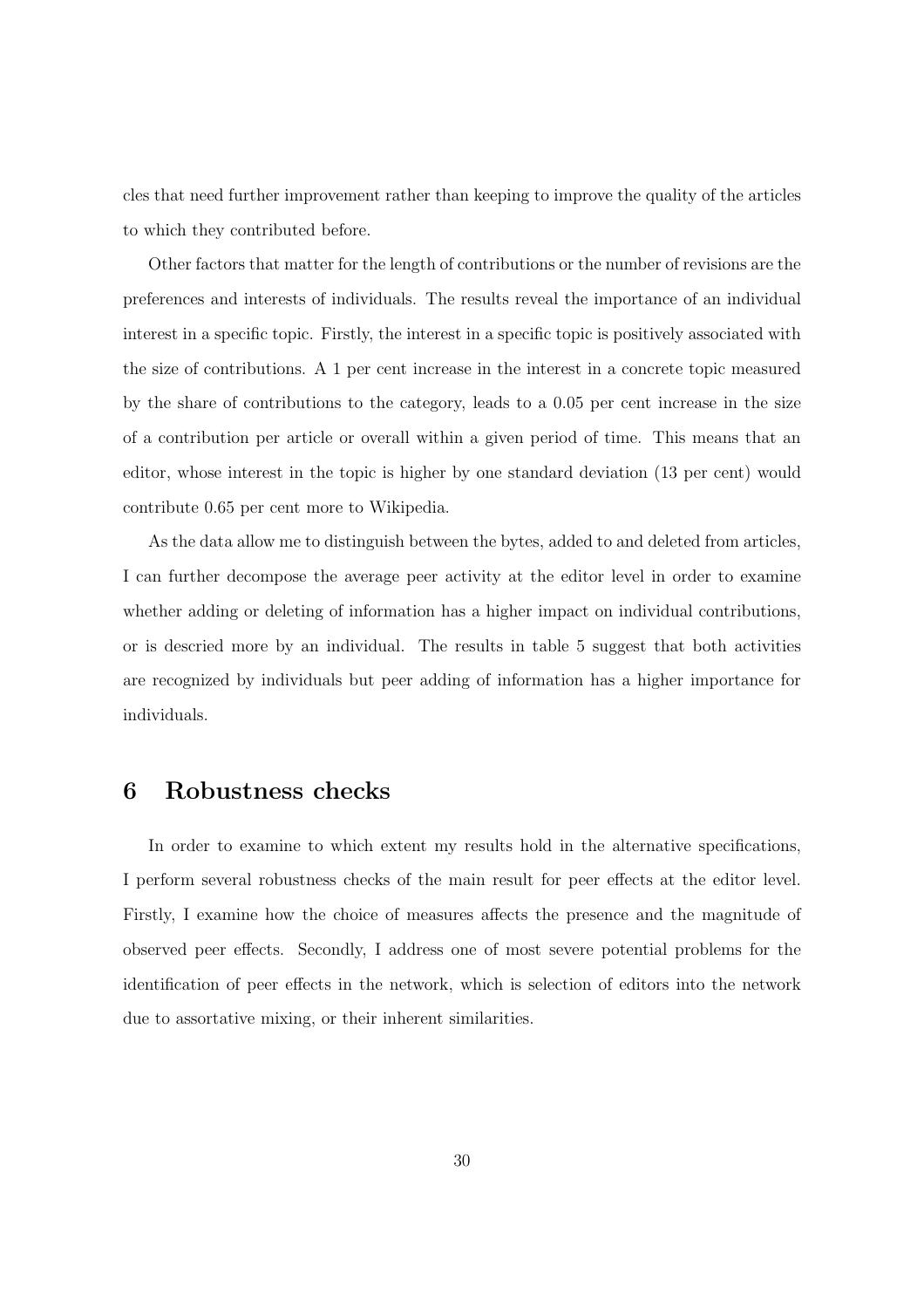cles that need further improvement rather than keeping to improve the quality of the articles to which they contributed before.

Other factors that matter for the length of contributions or the number of revisions are the preferences and interests of individuals. The results reveal the importance of an individual interest in a specific topic. Firstly, the interest in a specific topic is positively associated with the size of contributions. A 1 per cent increase in the interest in a concrete topic measured by the share of contributions to the category, leads to a 0.05 per cent increase in the size of a contribution per article or overall within a given period of time. This means that an editor, whose interest in the topic is higher by one standard deviation (13 per cent) would contribute 0.65 per cent more to Wikipedia.

As the data allow me to distinguish between the bytes, added to and deleted from articles, I can further decompose the average peer activity at the editor level in order to examine whether adding or deleting of information has a higher impact on individual contributions, or is descried more by an individual. The results in table 5 suggest that both activities are recognized by individuals but peer adding of information has a higher importance for individuals.

# 6 Robustness checks

In order to examine to which extent my results hold in the alternative specifications, I perform several robustness checks of the main result for peer effects at the editor level. Firstly, I examine how the choice of measures affects the presence and the magnitude of observed peer effects. Secondly, I address one of most severe potential problems for the identification of peer effects in the network, which is selection of editors into the network due to assortative mixing, or their inherent similarities.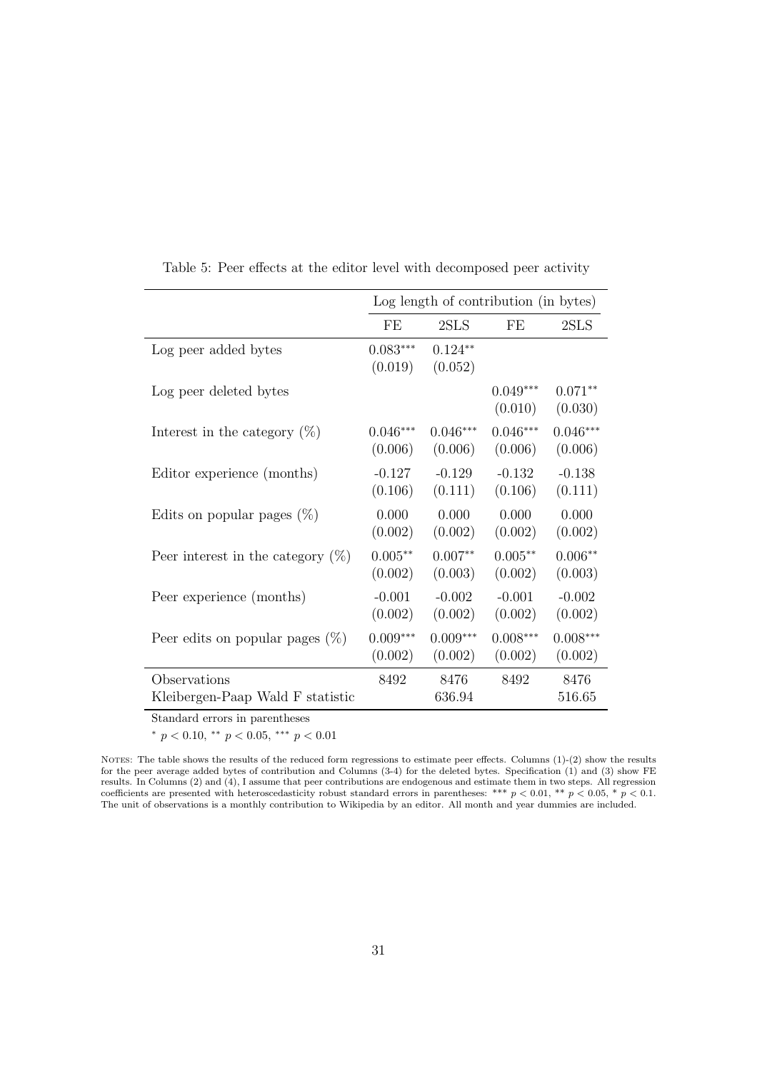Table 5: Peer effects at the editor level with decomposed peer activity

| | Log length of contribution (in bytes) | | | |
|---|---|---|---|---|
| | FE | 2SLS | FE | 2SLS |
| Log peer added bytes | $0.083^{***}$ | $0.124^{**}$ | | |
| | (0.019) | (0.052) | | |
| Log peer deleted bytes | | | $0.049^{***}$ | $0.071^{**}$ |
| | | | (0.010) | (0.030) |
| Interest in the category (%) | $0.046^{***}$ | $0.046^{***}$ | $0.046^{***}$ | $0.046^{***}$ |
| | (0.006) | (0.006) | (0.006) | (0.006) |
| Editor experience (months) | -0.127 | -0.129 | -0.132 | -0.138 |
| | (0.106) | (0.111) | (0.106) | (0.111) |
| Edits on popular pages (%) | 0.000 | 0.000 | 0.000 | 0.000 |
| | (0.002) | (0.002) | (0.002) | (0.002) |
| Peer interest in the category (%) | $0.005^{**}$ | $0.007^{**}$ | $0.005^{**}$ | $0.006^{**}$ |
| | (0.002) | (0.003) | (0.002) | (0.003) |
| Peer experience (months) | -0.001 | -0.002 | -0.001 | -0.002 |
| | (0.002) | (0.002) | (0.002) | (0.002) |
| Peer edits on popular pages (%) | $0.009^{***}$ | $0.009^{***}$ | $0.008^{***}$ | $0.008^{***}$ |
| | (0.002) | (0.002) | (0.002) | (0.002) |
| Observations | 8492 | 8476 | 8492 | 8476 |
| Kleibergen-Paap Wald F statistic | | 636.94 | | 516.65 |

Standard errors in parentheses

$^{*}$ $p < 0.10$, $^{**}$ $p < 0.05$, $^{***}$ $p < 0.01$

NOTES: The table shows the results of the reduced form regressions to estimate peer effects. Columns (1)-(2) show the results for the peer average added bytes of contribution and Columns (3-4) for the deleted bytes. Specification (1) and (3) show FE results. In Columns (2) and (4), I assume that peer contributions are endogenous and estimate them in two steps. All regression coefficients are presented with heteroscedasticity robust standard errors in parentheses: *** $p < 0.01$, ** $p < 0.05$, * $p < 0.1$. The unit of observations is a monthly contribution to Wikipedia by an editor. All month and year dummies are included.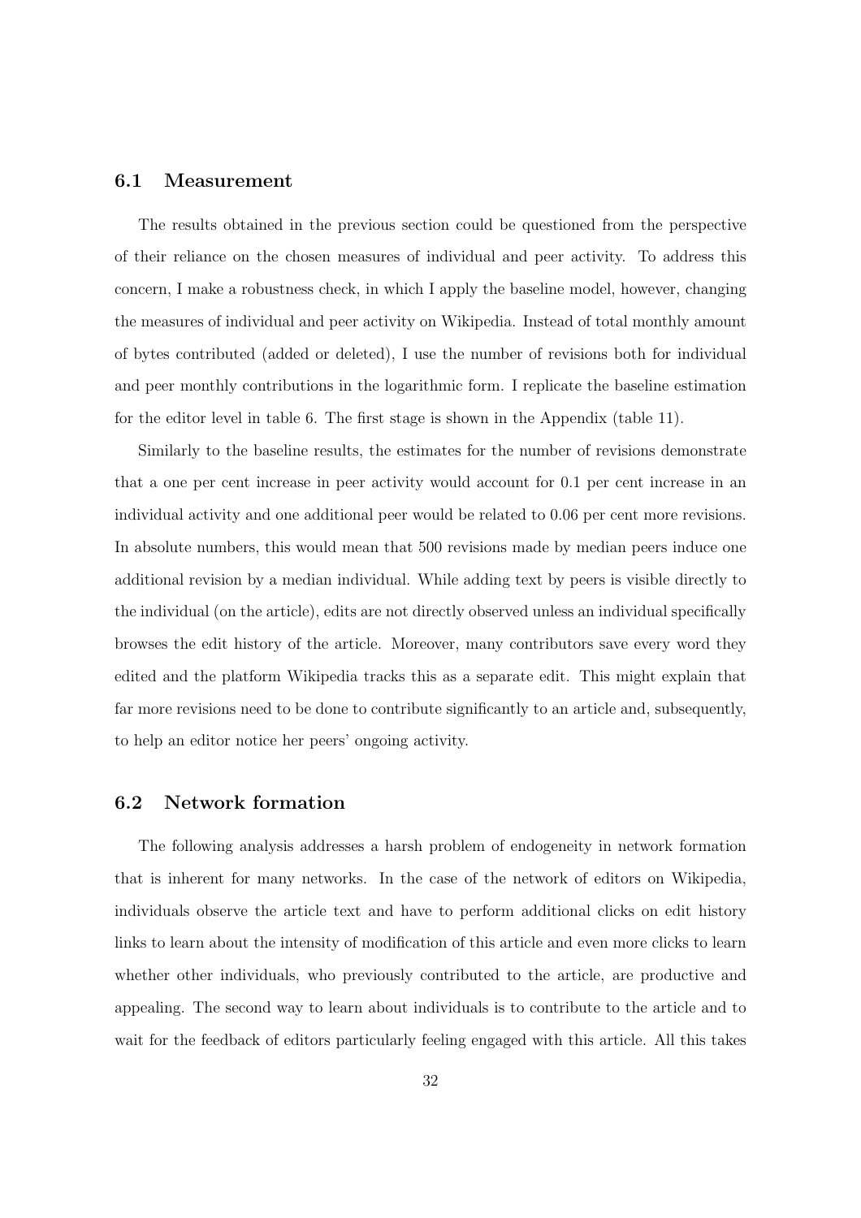## 6.1 Measurement

The results obtained in the previous section could be questioned from the perspective of their reliance on the chosen measures of individual and peer activity. To address this concern, I make a robustness check, in which I apply the baseline model, however, changing the measures of individual and peer activity on Wikipedia. Instead of total monthly amount of bytes contributed (added or deleted), I use the number of revisions both for individual and peer monthly contributions in the logarithmic form. I replicate the baseline estimation for the editor level in table 6. The first stage is shown in the Appendix (table 11).

Similarly to the baseline results, the estimates for the number of revisions demonstrate that a one per cent increase in peer activity would account for 0.1 per cent increase in an individual activity and one additional peer would be related to 0.06 per cent more revisions. In absolute numbers, this would mean that 500 revisions made by median peers induce one additional revision by a median individual. While adding text by peers is visible directly to the individual (on the article), edits are not directly observed unless an individual specifically browses the edit history of the article. Moreover, many contributors save every word they edited and the platform Wikipedia tracks this as a separate edit. This might explain that far more revisions need to be done to contribute significantly to an article and, subsequently, to help an editor notice her peers' ongoing activity.

## 6.2 Network formation

The following analysis addresses a harsh problem of endogeneity in network formation that is inherent for many networks. In the case of the network of editors on Wikipedia, individuals observe the article text and have to perform additional clicks on edit history links to learn about the intensity of modification of this article and even more clicks to learn whether other individuals, who previously contributed to the article, are productive and appealing. The second way to learn about individuals is to contribute to the article and to wait for the feedback of editors particularly feeling engaged with this article. All this takes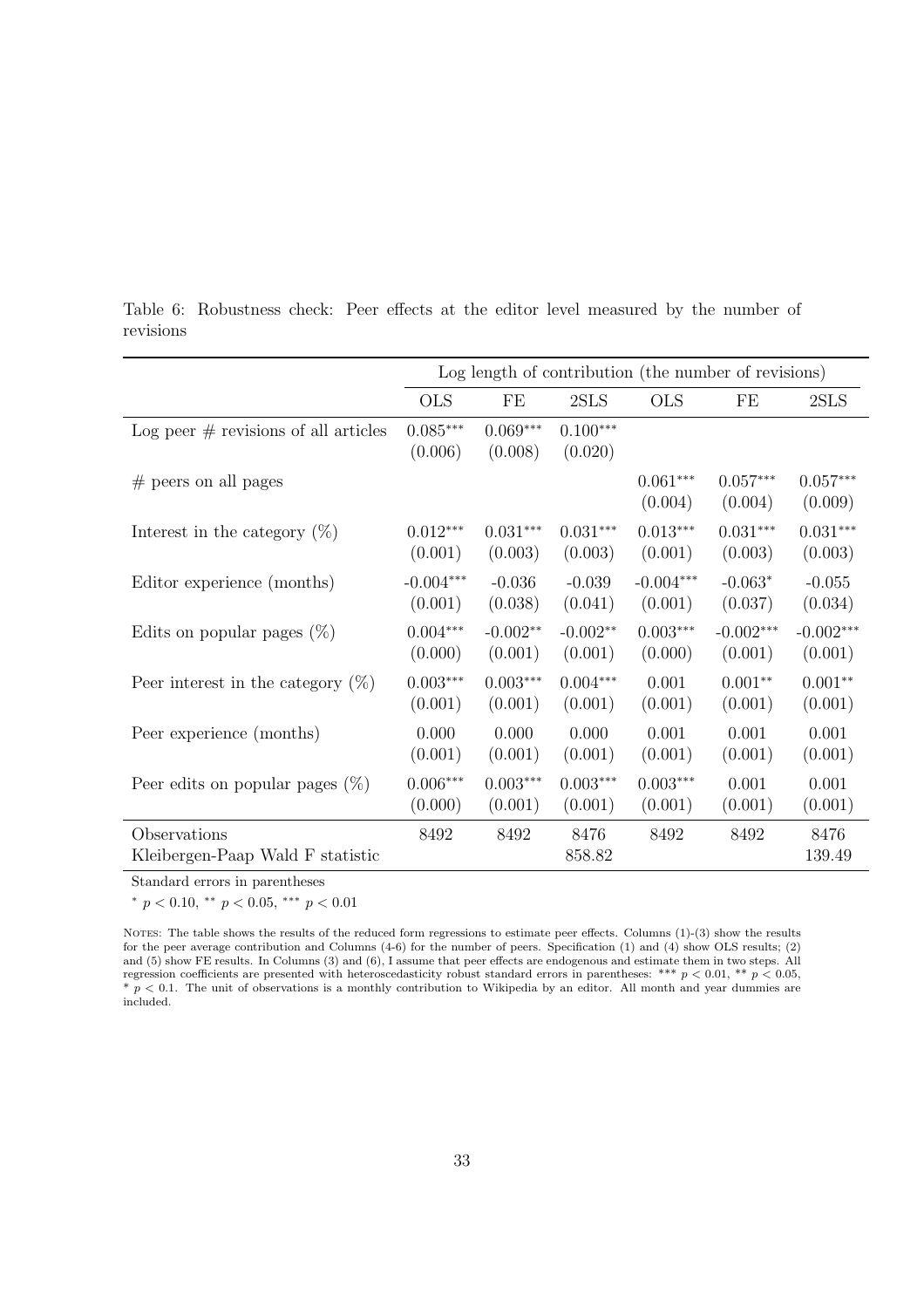Table 6: Robustness check: Peer effects at the editor level measured by the number of revisions

| | Log length of contribution (the number of revisions) | | | | | |
|---|---|---|---|---|---|---|
| | OLS | FE | 2SLS | OLS | FE | 2SLS |
| Log peer # revisions of all articles | 0.085*** | 0.069*** | 0.100*** | | | |
| | (0.006) | (0.008) | (0.020) | | | |
| # peers on all pages | | | | 0.061*** | 0.057*** | 0.057*** |
| | | | | (0.004) | (0.004) | (0.009) |
| Interest in the category (%) | 0.012*** | 0.031*** | 0.031*** | 0.013*** | 0.031*** | 0.031*** |
| | (0.001) | (0.003) | (0.003) | (0.001) | (0.003) | (0.003) |
| Editor experience (months) | -0.004*** | -0.036 | -0.039 | -0.004*** | -0.063* | -0.055 |
| | (0.001) | (0.038) | (0.041) | (0.001) | (0.037) | (0.034) |
| Edits on popular pages (%) | 0.004*** | -0.002** | -0.002** | 0.003*** | -0.002*** | -0.002*** |
| | (0.000) | (0.001) | (0.001) | (0.000) | (0.001) | (0.001) |
| Peer interest in the category (%) | 0.003*** | 0.003*** | 0.004*** | 0.001 | 0.001** | 0.001** |
| | (0.001) | (0.001) | (0.001) | (0.001) | (0.001) | (0.001) |
| Peer experience (months) | 0.000 | 0.000 | 0.000 | 0.001 | 0.001 | 0.001 |
| | (0.001) | (0.001) | (0.001) | (0.001) | (0.001) | (0.001) |
| Peer edits on popular pages (%) | 0.006*** | 0.003*** | 0.003*** | 0.003*** | 0.001 | 0.001 |
| | (0.000) | (0.001) | (0.001) | (0.001) | (0.001) | (0.001) |
| Observations | 8492 | 8492 | 8476 | 8492 | 8492 | 8476 |
| Kleibergen-Paap Wald F statistic | | | 858.82 | | | 139.49 |

Standard errors in parentheses

\* $p < 0.10$, ** $p < 0.05$, *** $p < 0.01$

NOTES: The table shows the results of the reduced form regressions to estimate peer effects. Columns (1)-(3) show the results for the peer average contribution and Columns (4-6) for the number of peers. Specification (1) and (4) show OLS results; (2) and (5) show FE results. In Columns (3) and (6), I assume that peer effects are endogenous and estimate them in two steps. All regression coefficients are presented with heteroscedasticity robust standard errors in parentheses: *** $p < 0.01$, ** $p < 0.05$, * $p < 0.1$. The unit of observations is a monthly contribution to Wikipedia by an editor. All month and year dummies are included.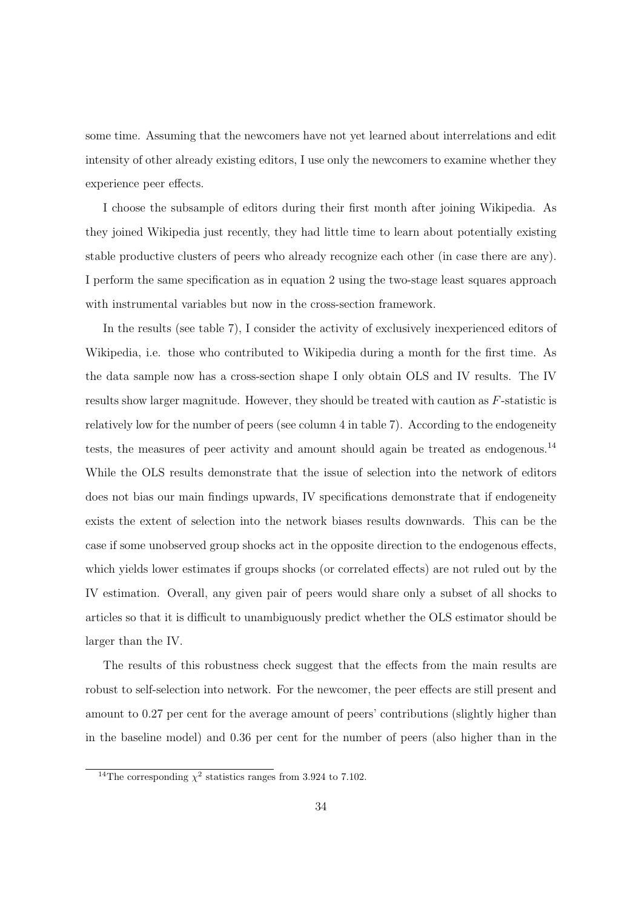some time. Assuming that the newcomers have not yet learned about interrelations and edit intensity of other already existing editors, I use only the newcomers to examine whether they experience peer effects.

I choose the subsample of editors during their first month after joining Wikipedia. As they joined Wikipedia just recently, they had little time to learn about potentially existing stable productive clusters of peers who already recognize each other (in case there are any). I perform the same specification as in equation 2 using the two-stage least squares approach with instrumental variables but now in the cross-section framework.

In the results (see table 7), I consider the activity of exclusively inexperienced editors of Wikipedia, i.e. those who contributed to Wikipedia during a month for the first time. As the data sample now has a cross-section shape I only obtain OLS and IV results. The IV results show larger magnitude. However, they should be treated with caution as $F$-statistic is relatively low for the number of peers (see column 4 in table 7). According to the endogeneity tests, the measures of peer activity and amount should again be treated as endogenous.[14] While the OLS results demonstrate that the issue of selection into the network of editors does not bias our main findings upwards, IV specifications demonstrate that if endogeneity exists the extent of selection into the network biases results downwards. This can be the case if some unobserved group shocks act in the opposite direction to the endogenous effects, which yields lower estimates if groups shocks (or correlated effects) are not ruled out by the IV estimation. Overall, any given pair of peers would share only a subset of all shocks to articles so that it is difficult to unambiguously predict whether the OLS estimator should be larger than the IV.

The results of this robustness check suggest that the effects from the main results are robust to self-selection into network. For the newcomer, the peer effects are still present and amount to 0.27 per cent for the average amount of peers' contributions (slightly higher than in the baseline model) and 0.36 per cent for the number of peers (also higher than in the

[14] The corresponding $\chi^2$ statistics ranges from 3.924 to 7.102.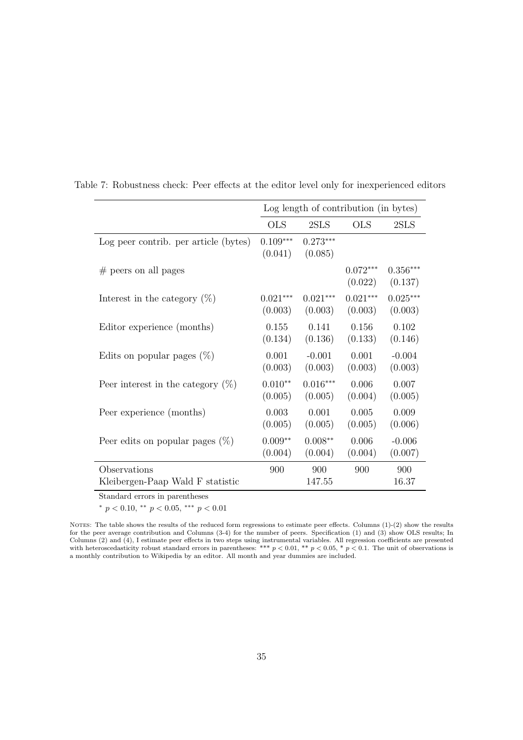Table 7: Robustness check: Peer effects at the editor level only for inexperienced editors

| | Log length of contribution (in bytes) | | | |
|---|---|---|---|---|
| | OLS | 2SLS | OLS | 2SLS |
| Log peer contrib. per article (bytes) | 0.109*** | 0.273*** | | |
| | (0.041) | (0.085) | | |
| # peers on all pages | | | 0.072*** | 0.356*** |
| | | | (0.022) | (0.137) |
| Interest in the category (%) | 0.021*** | 0.021*** | 0.021*** | 0.025*** |
| | (0.003) | (0.003) | (0.003) | (0.003) |
| Editor experience (months) | 0.155 | 0.141 | 0.156 | 0.102 |
| | (0.134) | (0.136) | (0.133) | (0.146) |
| Edits on popular pages (%) | 0.001 | -0.001 | 0.001 | -0.004 |
| | (0.003) | (0.003) | (0.003) | (0.003) |
| Peer interest in the category (%) | 0.010** | 0.016*** | 0.006 | 0.007 |
| | (0.005) | (0.005) | (0.004) | (0.005) |
| Peer experience (months) | 0.003 | 0.001 | 0.005 | 0.009 |
| | (0.005) | (0.005) | (0.005) | (0.006) |
| Peer edits on popular pages (%) | 0.009** | 0.008** | 0.006 | -0.006 |
| | (0.004) | (0.004) | (0.004) | (0.007) |
| Observations | 900 | 900 | 900 | 900 |
| Kleibergen-Paap Wald F statistic | | 147.55 | | 16.37 |

Standard errors in parentheses

* $p < 0.10$, ** $p < 0.05$, *** $p < 0.01$

NOTES: The table shows the results of the reduced form regressions to estimate peer effects. Columns (1)-(2) show the results for the peer average contribution and Columns (3-4) for the number of peers. Specification (1) and (3) show OLS results; In Columns (2) and (4), I estimate peer effects in two steps using instrumental variables. All regression coefficients are presented with heteroscedasticity robust standard errors in parentheses: *** $p < 0.01$, ** $p < 0.05$, * $p < 0.1$. The unit of observations is a monthly contribution to Wikipedia by an editor. All month and year dummies are included.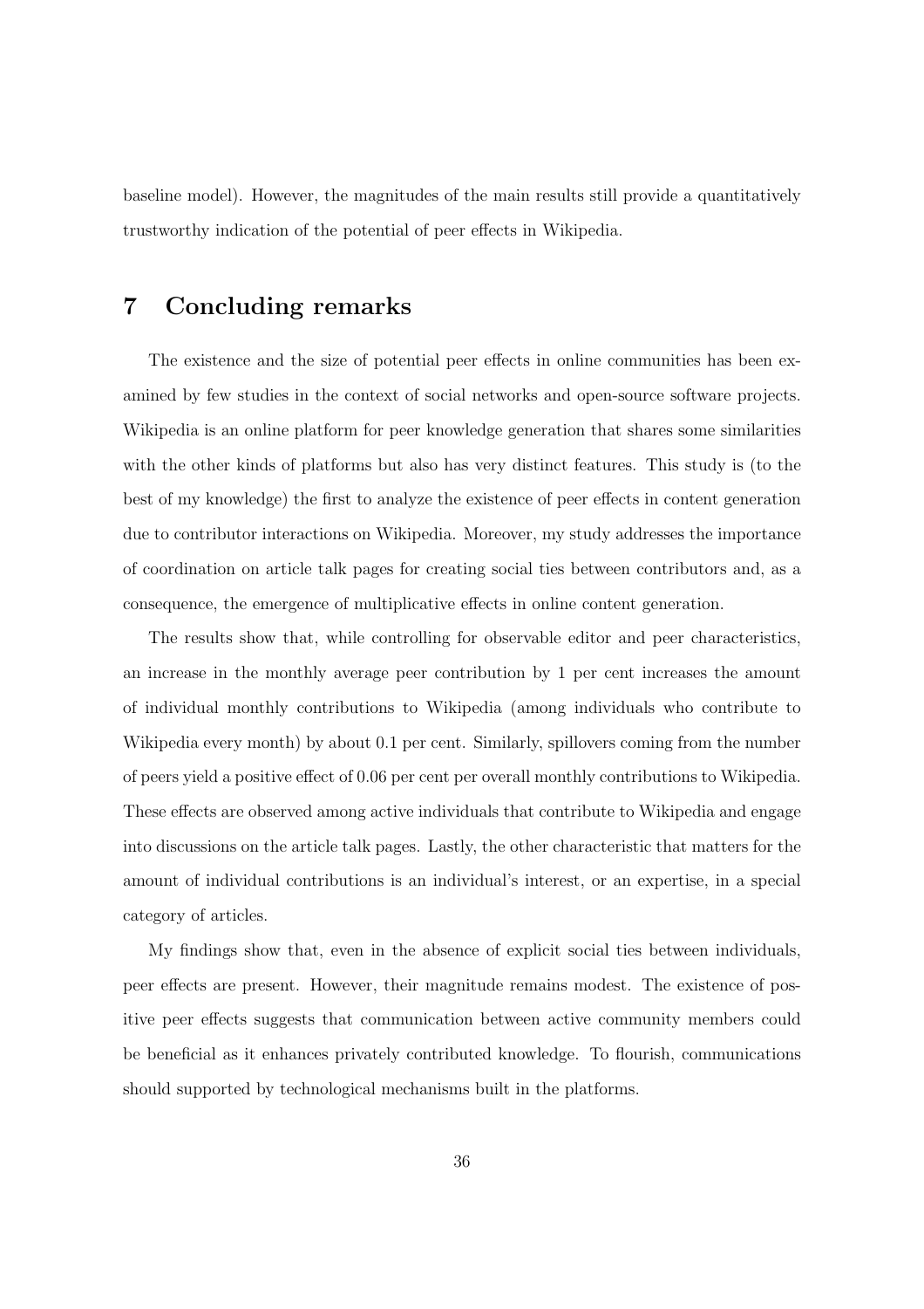baseline model). However, the magnitudes of the main results still provide a quantitatively trustworthy indication of the potential of peer effects in Wikipedia.

# 7 Concluding remarks

The existence and the size of potential peer effects in online communities has been examined by few studies in the context of social networks and open-source software projects. Wikipedia is an online platform for peer knowledge generation that shares some similarities with the other kinds of platforms but also has very distinct features. This study is (to the best of my knowledge) the first to analyze the existence of peer effects in content generation due to contributor interactions on Wikipedia. Moreover, my study addresses the importance of coordination on article talk pages for creating social ties between contributors and, as a consequence, the emergence of multiplicative effects in online content generation.

The results show that, while controlling for observable editor and peer characteristics, an increase in the monthly average peer contribution by 1 per cent increases the amount of individual monthly contributions to Wikipedia (among individuals who contribute to Wikipedia every month) by about 0.1 per cent. Similarly, spillovers coming from the number of peers yield a positive effect of 0.06 per cent per overall monthly contributions to Wikipedia. These effects are observed among active individuals that contribute to Wikipedia and engage into discussions on the article talk pages. Lastly, the other characteristic that matters for the amount of individual contributions is an individual's interest, or an expertise, in a special category of articles.

My findings show that, even in the absence of explicit social ties between individuals, peer effects are present. However, their magnitude remains modest. The existence of positive peer effects suggests that communication between active community members could be beneficial as it enhances privately contributed knowledge. To flourish, communications should supported by technological mechanisms built in the platforms.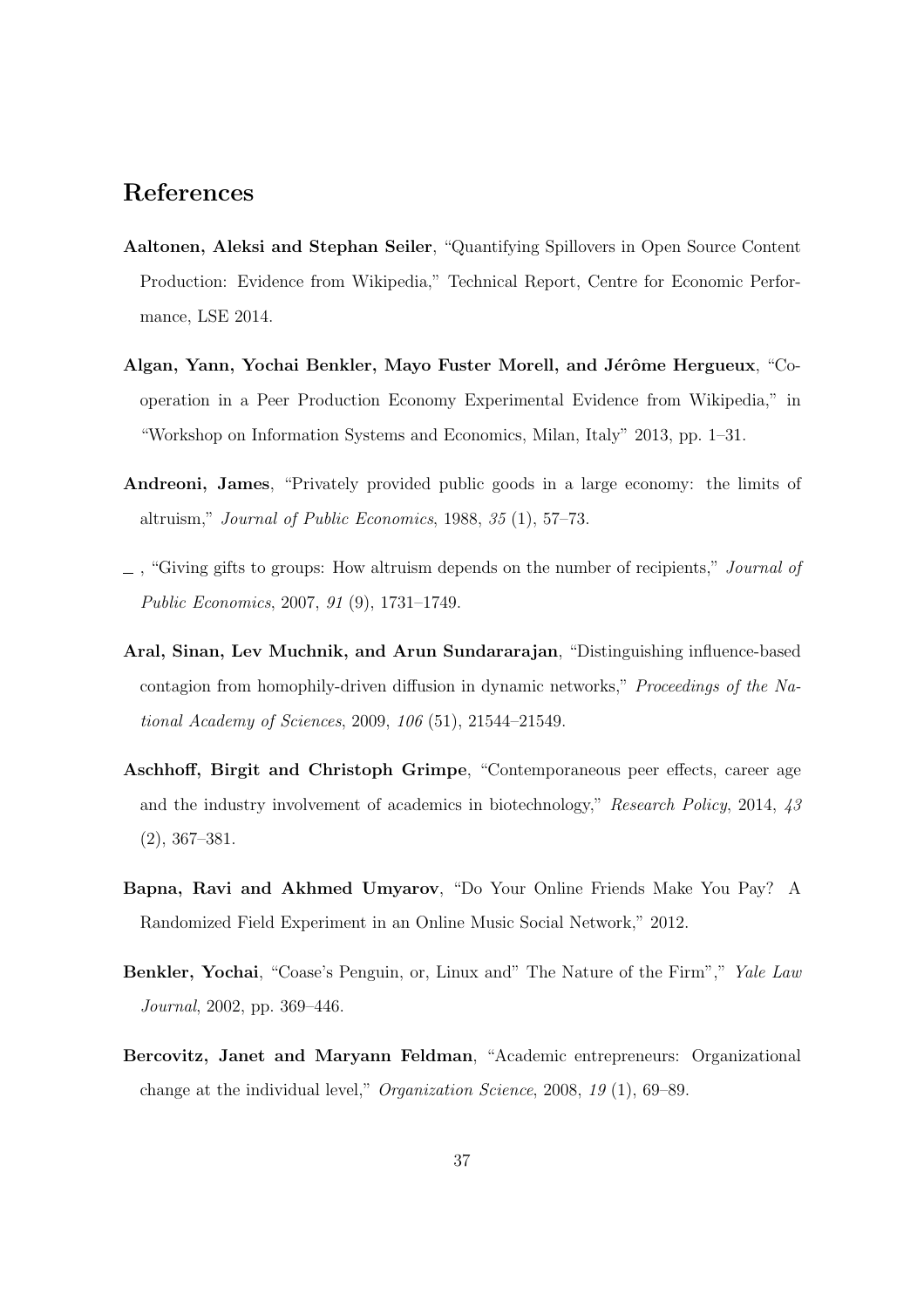## References

**Aaltonen, Aleksi and Stephan Seiler**, "Quantifying Spillovers in Open Source Content Production: Evidence from Wikipedia," Technical Report, Centre for Economic Performance, LSE 2014.

**Algan, Yann, Yochai Benkler, Mayo Fuster Morell, and Jérôme Hergueux**, "Cooperation in a Peer Production Economy Experimental Evidence from Wikipedia," in "Workshop on Information Systems and Economics, Milan, Italy" 2013, pp. 1–31.

**Andreoni, James**, "Privately provided public goods in a large economy: the limits of altruism," *Journal of Public Economics*, 1988, *35* (1), 57–73.

_ , "Giving gifts to groups: How altruism depends on the number of recipients," *Journal of Public Economics*, 2007, *91* (9), 1731–1749.

**Aral, Sinan, Lev Muchnik, and Arun Sundararajan**, "Distinguishing influence-based contagion from homophily-driven diffusion in dynamic networks," *Proceedings of the National Academy of Sciences*, 2009, *106* (51), 21544–21549.

**Aschhoff, Birgit and Christoph Grimpe**, "Contemporaneous peer effects, career age and the industry involvement of academics in biotechnology," *Research Policy*, 2014, *43* (2), 367–381.

**Bapna, Ravi and Akhmed Umyarov**, "Do Your Online Friends Make You Pay? A Randomized Field Experiment in an Online Music Social Network," 2012.

**Benkler, Yochai**, "Coase's Penguin, or, Linux and" The Nature of the Firm"," *Yale Law Journal*, 2002, pp. 369–446.

**Bercovitz, Janet and Maryann Feldman**, "Academic entrepreneurs: Organizational change at the individual level," *Organization Science*, 2008, *19* (1), 69–89.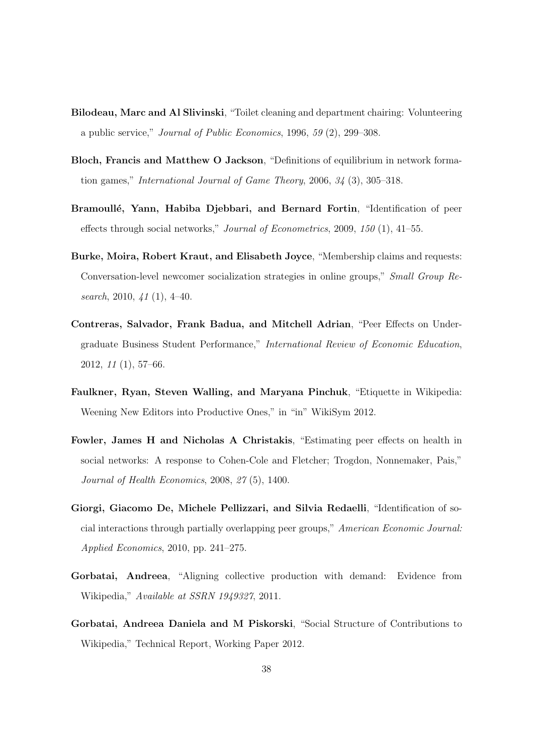**Bilodeau, Marc and Al Slivinski**, "Toilet cleaning and department chairing: Volunteering a public service," *Journal of Public Economics*, 1996, *59* (2), 299–308.

**Bloch, Francis and Matthew O Jackson**, "Definitions of equilibrium in network formation games," *International Journal of Game Theory*, 2006, *34* (3), 305–318.

**Bramoullé, Yann, Habiba Djebbari, and Bernard Fortin**, "Identification of peer effects through social networks," *Journal of Econometrics*, 2009, *150* (1), 41–55.

**Burke, Moira, Robert Kraut, and Elisabeth Joyce**, "Membership claims and requests: Conversation-level newcomer socialization strategies in online groups," *Small Group Research*, 2010, *41* (1), 4–40.

**Contreras, Salvador, Frank Badua, and Mitchell Adrian**, "Peer Effects on Undergraduate Business Student Performance," *International Review of Economic Education*, 2012, *11* (1), 57–66.

**Faulkner, Ryan, Steven Walling, and Maryana Pinchuk**, "Etiquette in Wikipedia: Weening New Editors into Productive Ones," in "in" WikiSym 2012.

**Fowler, James H and Nicholas A Christakis**, "Estimating peer effects on health in social networks: A response to Cohen-Cole and Fletcher; Trogdon, Nonnemaker, Pais," *Journal of Health Economics*, 2008, *27* (5), 1400.

**Giorgi, Giacomo De, Michele Pellizzari, and Silvia Redaelli**, "Identification of social interactions through partially overlapping peer groups," *American Economic Journal: Applied Economics*, 2010, pp. 241–275.

**Gorbatai, Andreea**, "Aligning collective production with demand: Evidence from Wikipedia," *Available at SSRN 1949327*, 2011.

**Gorbatai, Andreea Daniela and M Piskorski**, "Social Structure of Contributions to Wikipedia," Technical Report, Working Paper 2012.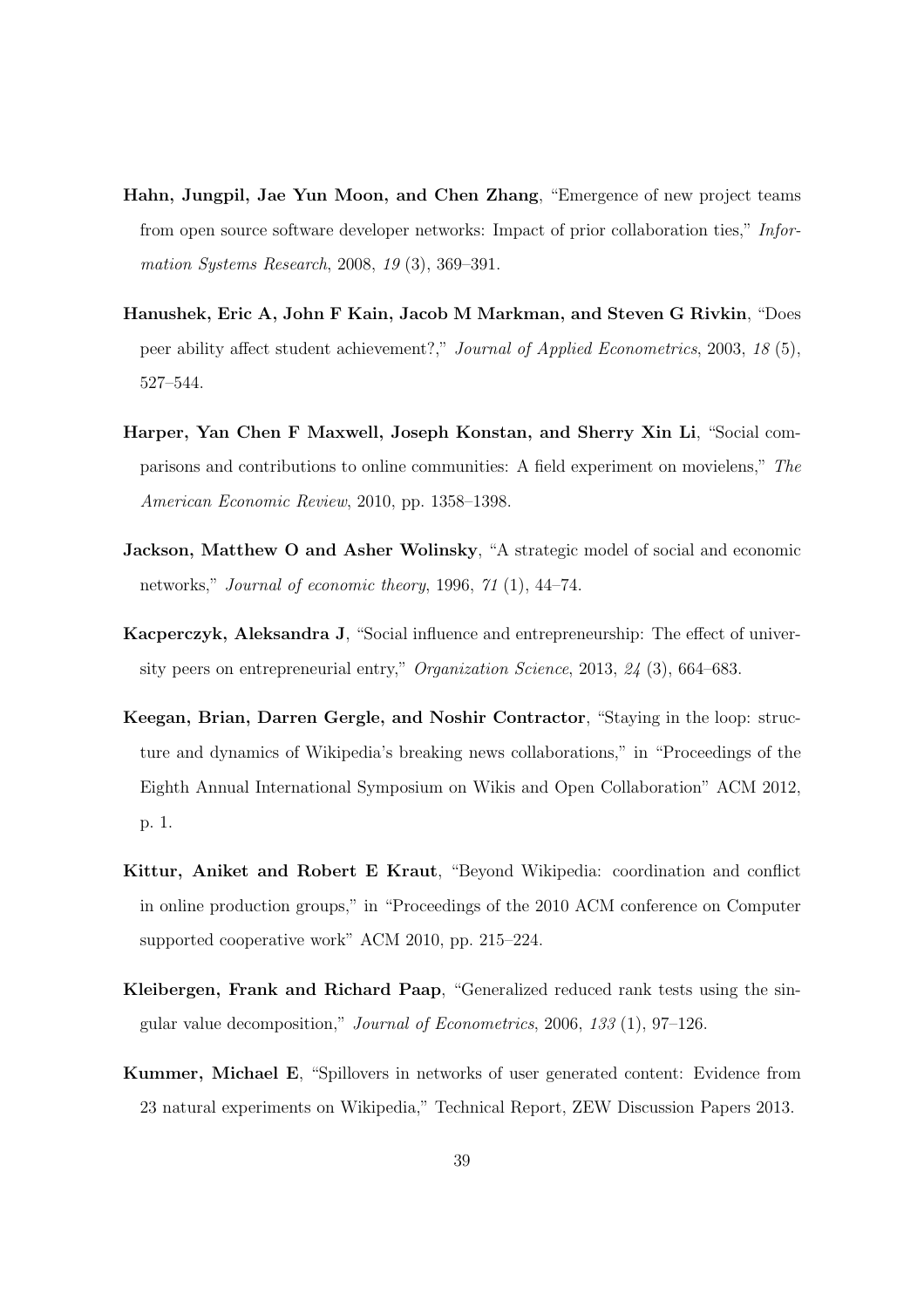**Hahn, Jungpil, Jae Yun Moon, and Chen Zhang**, "Emergence of new project teams from open source software developer networks: Impact of prior collaboration ties," *Information Systems Research*, 2008, *19* (3), 369–391.

**Hanushek, Eric A, John F Kain, Jacob M Markman, and Steven G Rivkin**, "Does peer ability affect student achievement?," *Journal of Applied Econometrics*, 2003, *18* (5), 527–544.

**Harper, Yan Chen F Maxwell, Joseph Konstan, and Sherry Xin Li**, "Social comparisons and contributions to online communities: A field experiment on movielens," *The American Economic Review*, 2010, pp. 1358–1398.

**Jackson, Matthew O and Asher Wolinsky**, "A strategic model of social and economic networks," *Journal of economic theory*, 1996, *71* (1), 44–74.

**Kacperczyk, Aleksandra J**, "Social influence and entrepreneurship: The effect of university peers on entrepreneurial entry," *Organization Science*, 2013, *24* (3), 664–683.

**Keegan, Brian, Darren Gergle, and Noshir Contractor**, "Staying in the loop: structure and dynamics of Wikipedia's breaking news collaborations," in "Proceedings of the Eighth Annual International Symposium on Wikis and Open Collaboration" ACM 2012, p. 1.

**Kittur, Aniket and Robert E Kraut**, "Beyond Wikipedia: coordination and conflict in online production groups," in "Proceedings of the 2010 ACM conference on Computer supported cooperative work" ACM 2010, pp. 215–224.

**Kleibergen, Frank and Richard Paap**, "Generalized reduced rank tests using the singular value decomposition," *Journal of Econometrics*, 2006, *133* (1), 97–126.

**Kummer, Michael E**, "Spillovers in networks of user generated content: Evidence from 23 natural experiments on Wikipedia," Technical Report, ZEW Discussion Papers 2013.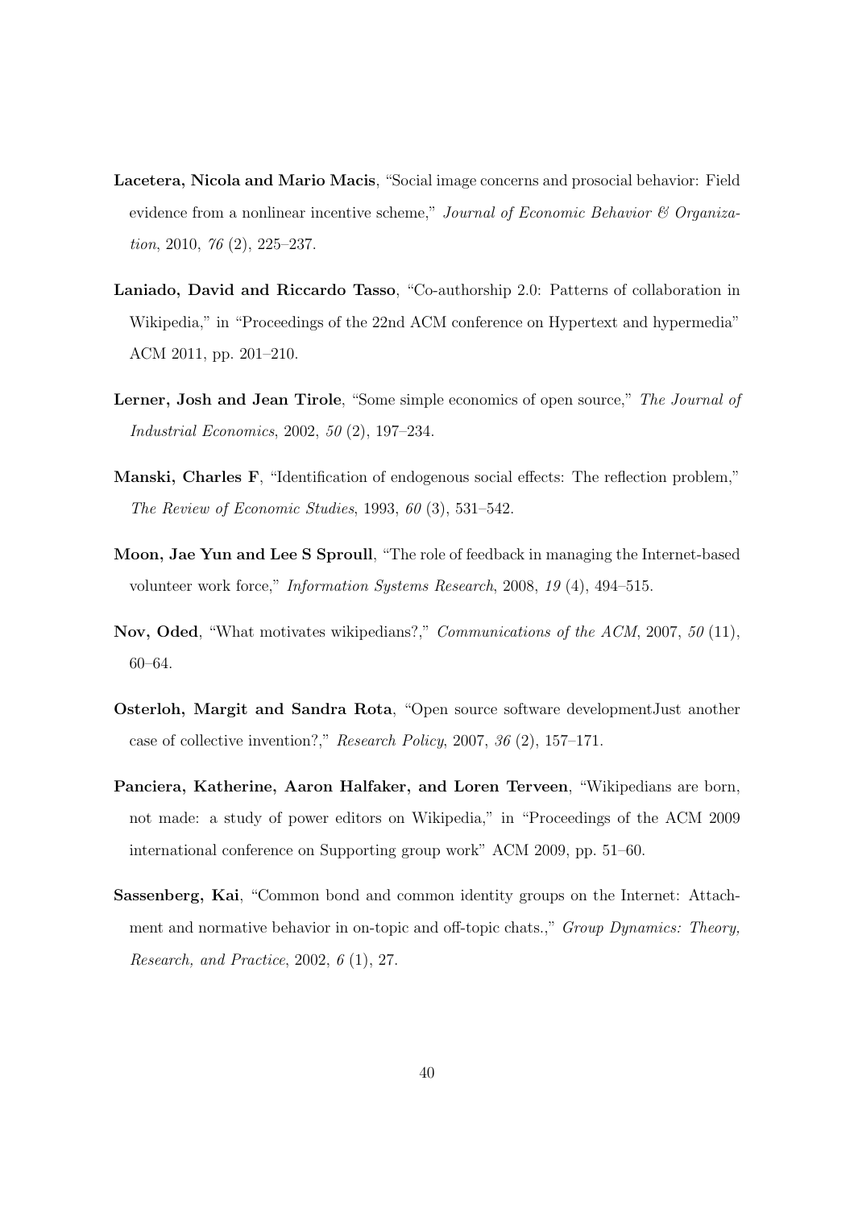**Lacetera, Nicola and Mario Macis**, "Social image concerns and prosocial behavior: Field evidence from a nonlinear incentive scheme," *Journal of Economic Behavior & Organization*, 2010, *76* (2), 225–237.

**Laniado, David and Riccardo Tasso**, "Co-authorship 2.0: Patterns of collaboration in Wikipedia," in "Proceedings of the 22nd ACM conference on Hypertext and hypermedia" ACM 2011, pp. 201–210.

**Lerner, Josh and Jean Tirole**, "Some simple economics of open source," *The Journal of Industrial Economics*, 2002, *50* (2), 197–234.

**Manski, Charles F**, "Identification of endogenous social effects: The reflection problem," *The Review of Economic Studies*, 1993, *60* (3), 531–542.

**Moon, Jae Yun and Lee S Sproull**, "The role of feedback in managing the Internet-based volunteer work force," *Information Systems Research*, 2008, *19* (4), 494–515.

**Nov, Oded**, "What motivates wikipedians?," *Communications of the ACM*, 2007, *50* (11), 60–64.

**Osterloh, Margit and Sandra Rota**, "Open source software developmentJust another case of collective invention?," *Research Policy*, 2007, *36* (2), 157–171.

**Panciera, Katherine, Aaron Halfaker, and Loren Terveen**, "Wikipedians are born, not made: a study of power editors on Wikipedia," in "Proceedings of the ACM 2009 international conference on Supporting group work" ACM 2009, pp. 51–60.

**Sassenberg, Kai**, "Common bond and common identity groups on the Internet: Attachment and normative behavior in on-topic and off-topic chats.," *Group Dynamics: Theory, Research, and Practice*, 2002, *6* (1), 27.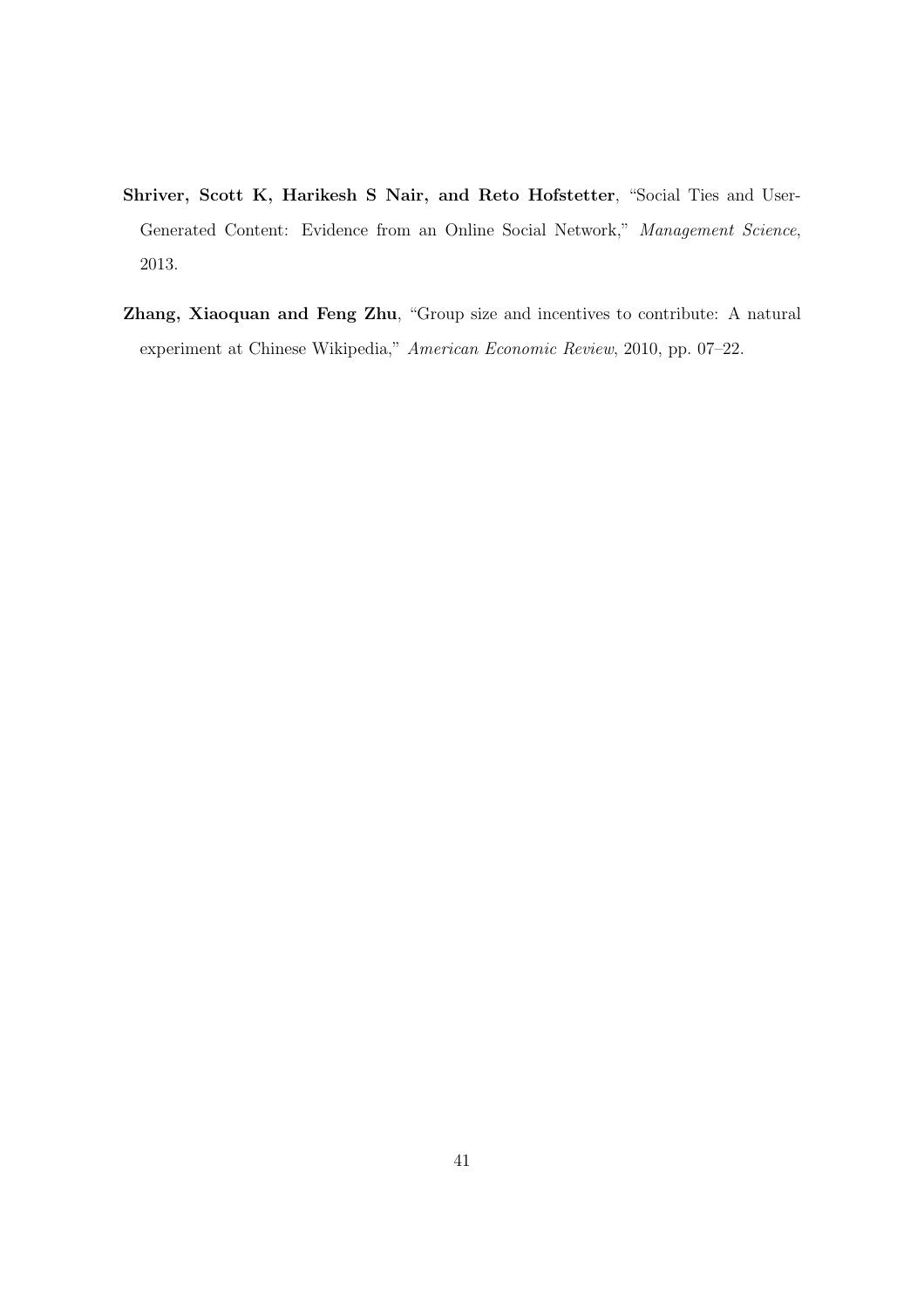**Shriver, Scott K, Harikesh S Nair, and Reto Hofstetter**, "Social Ties and User-Generated Content: Evidence from an Online Social Network," *Management Science*, 2013.

**Zhang, Xiaoquan and Feng Zhu**, "Group size and incentives to contribute: A natural experiment at Chinese Wikipedia," *American Economic Review*, 2010, pp. 07–22.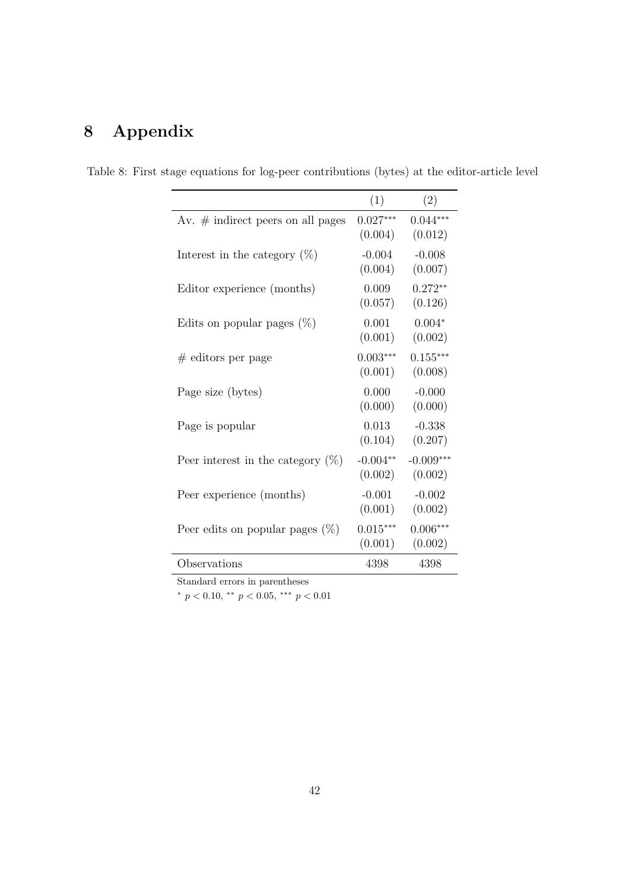# 8 Appendix

Table 8: First stage equations for log-peer contributions (bytes) at the editor-article level

| | (1) | (2) |
|---|---|---|
| Av. # indirect peers on all pages | 0.027*** | 0.044*** |
| | (0.004) | (0.012) |
| Interest in the category (%) | -0.004 | -0.008 |
| | (0.004) | (0.007) |
| Editor experience (months) | 0.009 | 0.272** |
| | (0.057) | (0.126) |
| Edits on popular pages (%) | 0.001 | 0.004* |
| | (0.001) | (0.002) |
| # editors per page | 0.003*** | 0.155*** |
| | (0.001) | (0.008) |
| Page size (bytes) | 0.000 | -0.000 |
| | (0.000) | (0.000) |
| Page is popular | 0.013 | -0.338 |
| | (0.104) | (0.207) |
| Peer interest in the category (%) | -0.004** | -0.009*** |
| | (0.002) | (0.002) |
| Peer experience (months) | -0.001 | -0.002 |
| | (0.001) | (0.002) |
| Peer edits on popular pages (%) | 0.015*** | 0.006*** |
| | (0.001) | (0.002) |
| Observations | 4398 | 4398 |

Standard errors in parentheses

* $p < 0.10$, ** $p < 0.05$, *** $p < 0.01$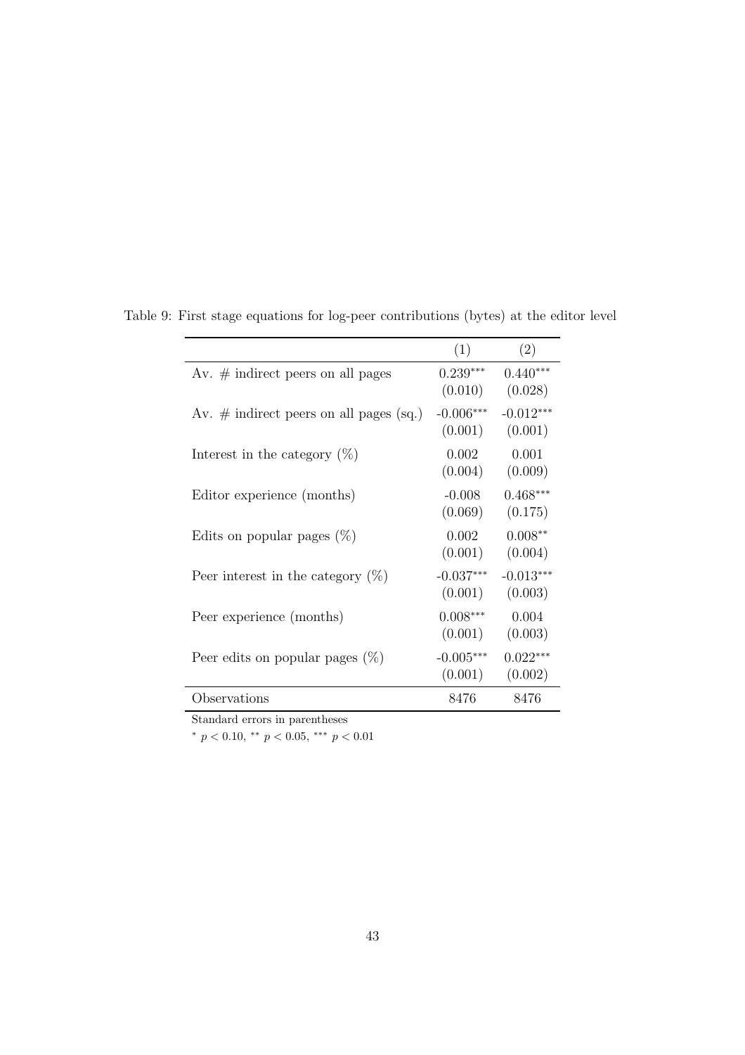Table 9: First stage equations for log-peer contributions (bytes) at the editor level

| | (1) | (2) |
|---|---|---|
| Av. # indirect peers on all pages | 0.239*** | 0.440*** |
| | (0.010) | (0.028) |
| Av. # indirect peers on all pages (sq.) | -0.006*** | -0.012*** |
| | (0.001) | (0.001) |
| Interest in the category (%) | 0.002 | 0.001 |
| | (0.004) | (0.009) |
| Editor experience (months) | -0.008 | 0.468*** |
| | (0.069) | (0.175) |
| Edits on popular pages (%) | 0.002 | 0.008** |
| | (0.001) | (0.004) |
| Peer interest in the category (%) | -0.037*** | -0.013*** |
| | (0.001) | (0.003) |
| Peer experience (months) | 0.008*** | 0.004 |
| | (0.001) | (0.003) |
| Peer edits on popular pages (%) | -0.005*** | 0.022*** |
| | (0.001) | (0.002) |
| Observations | 8476 | 8476 |

Standard errors in parentheses

* $p < 0.10$, ** $p < 0.05$, *** $p < 0.01$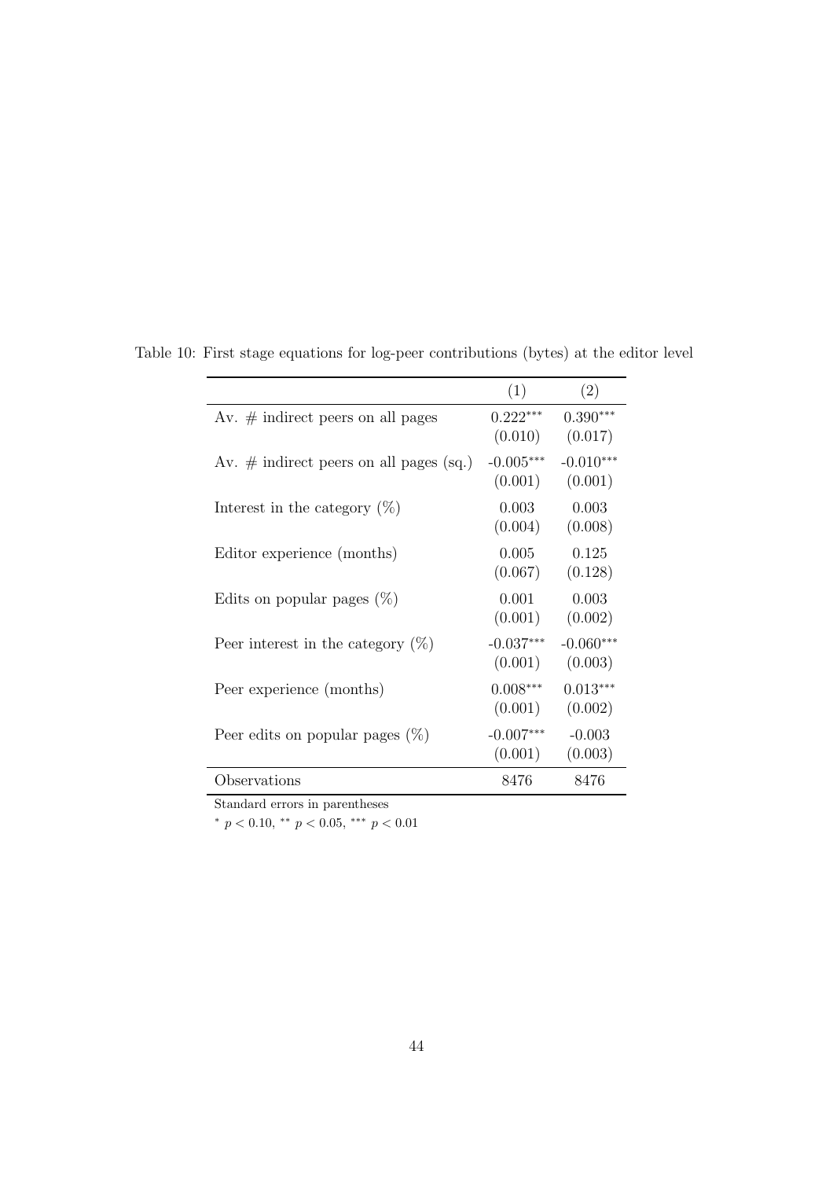Table 10: First stage equations for log-peer contributions (bytes) at the editor level

| | (1) | (2) |
|---|---|---|
| Av. # indirect peers on all pages | 0.222*** | 0.390*** |
| | (0.010) | (0.017) |
| Av. # indirect peers on all pages (sq.) | -0.005*** | -0.010*** |
| | (0.001) | (0.001) |
| Interest in the category (%) | 0.003 | 0.003 |
| | (0.004) | (0.008) |
| Editor experience (months) | 0.005 | 0.125 |
| | (0.067) | (0.128) |
| Edits on popular pages (%) | 0.001 | 0.003 |
| | (0.001) | (0.002) |
| Peer interest in the category (%) | -0.037*** | -0.060*** |
| | (0.001) | (0.003) |
| Peer experience (months) | 0.008*** | 0.013*** |
| | (0.001) | (0.002) |
| Peer edits on popular pages (%) | -0.007*** | -0.003 |
| | (0.001) | (0.003) |
| Observations | 8476 | 8476 |

Standard errors in parentheses

* $p < 0.10$, ** $p < 0.05$, *** $p < 0.01$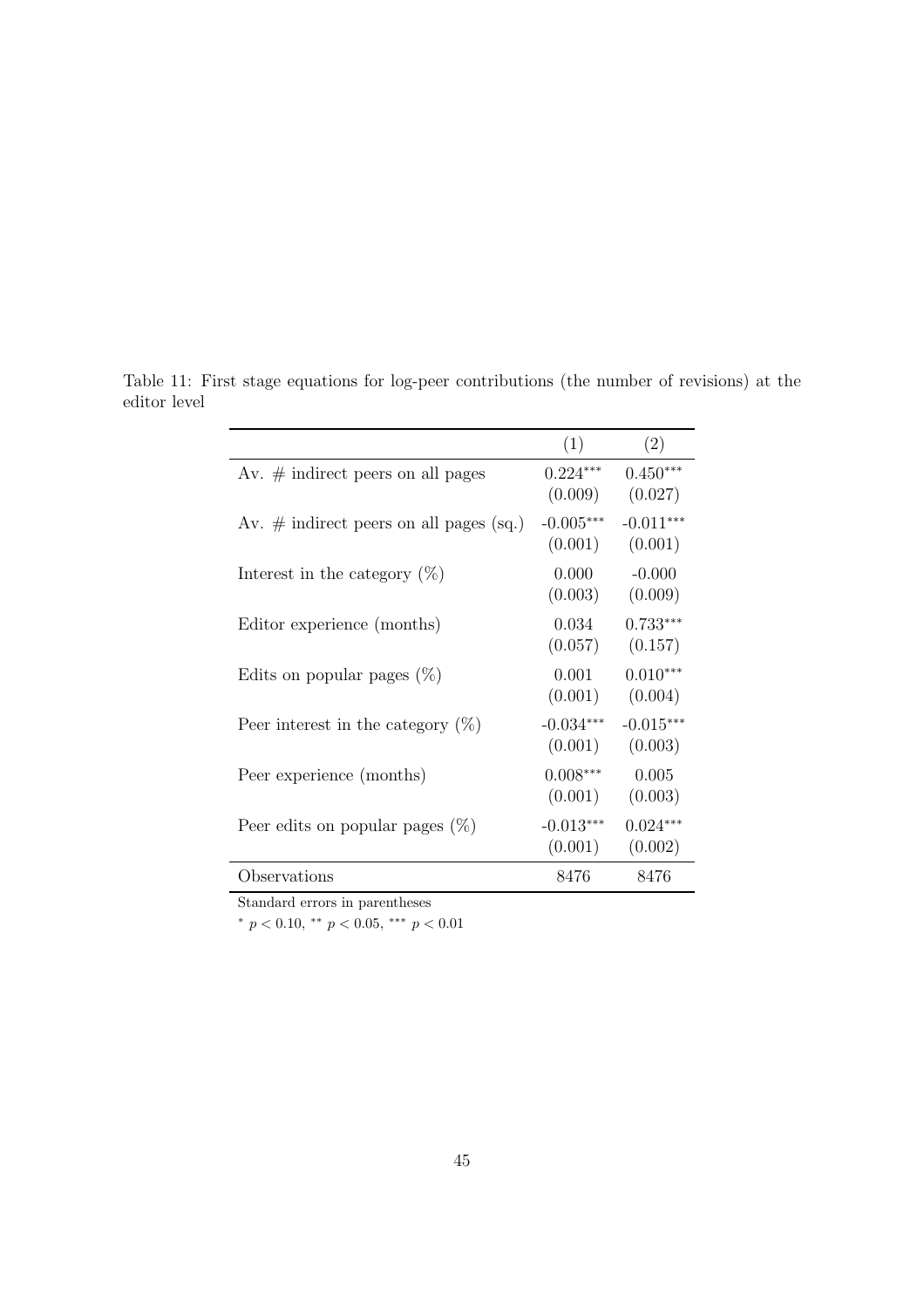Table 11: First stage equations for log-peer contributions (the number of revisions) at the editor level

| | (1) | (2) |
|---|---|---|
| Av. # indirect peers on all pages | 0.224*** | 0.450*** |
| | (0.009) | (0.027) |
| Av. # indirect peers on all pages (sq.) | -0.005*** | -0.011*** |
| | (0.001) | (0.001) |
| Interest in the category (%) | 0.000 | -0.000 |
| | (0.003) | (0.009) |
| Editor experience (months) | 0.034 | 0.733*** |
| | (0.057) | (0.157) |
| Edits on popular pages (%) | 0.001 | 0.010*** |
| | (0.001) | (0.004) |
| Peer interest in the category (%) | -0.034*** | -0.015*** |
| | (0.001) | (0.003) |
| Peer experience (months) | 0.008*** | 0.005 |
| | (0.001) | (0.003) |
| Peer edits on popular pages (%) | -0.013*** | 0.024*** |
| | (0.001) | (0.002) |
| Observations | 8476 | 8476 |

Standard errors in parentheses

* $p < 0.10$, ** $p < 0.05$, *** $p < 0.01$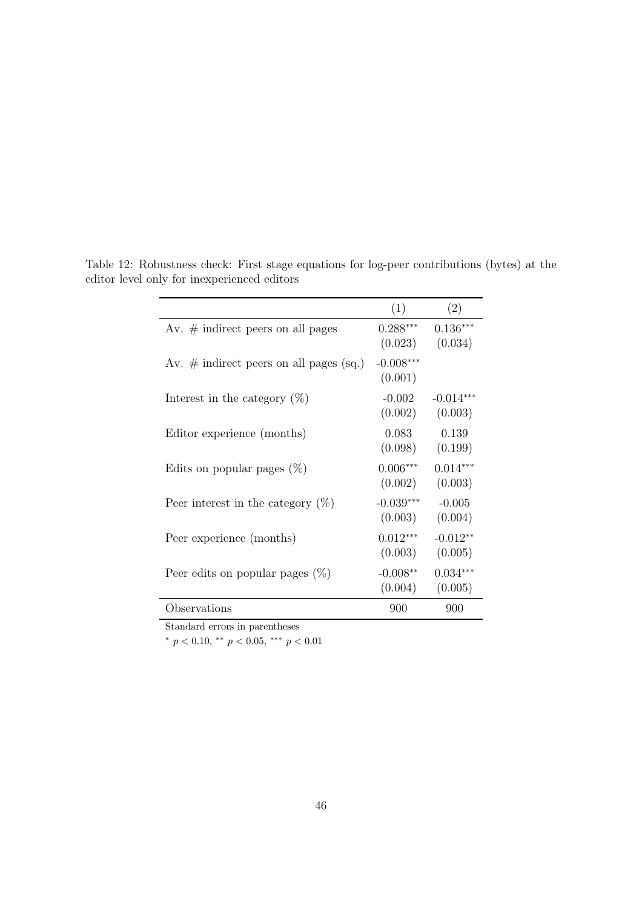Table 12: Robustness check: First stage equations for log-peer contributions (bytes) at the editor level only for inexperienced editors

| | (1) | (2) |
|---|---|---|
| Av. # indirect peers on all pages | 0.288*** | 0.136*** |
| | (0.023) | (0.034) |
| Av. # indirect peers on all pages (sq.) | -0.008*** | |
| | (0.001) | |
| Interest in the category (%) | -0.002 | -0.014*** |
| | (0.002) | (0.003) |
| Editor experience (months) | 0.083 | 0.139 |
| | (0.098) | (0.199) |
| Edits on popular pages (%) | 0.006*** | 0.014*** |
| | (0.002) | (0.003) |
| Peer interest in the category (%) | -0.039*** | -0.005 |
| | (0.003) | (0.004) |
| Peer experience (months) | 0.012*** | -0.012** |
| | (0.003) | (0.005) |
| Peer edits on popular pages (%) | -0.008** | 0.034*** |
| | (0.004) | (0.005) |
| Observations | 900 | 900 |

Standard errors in parentheses

* $p < 0.10$, ** $p < 0.05$, *** $p < 0.01$